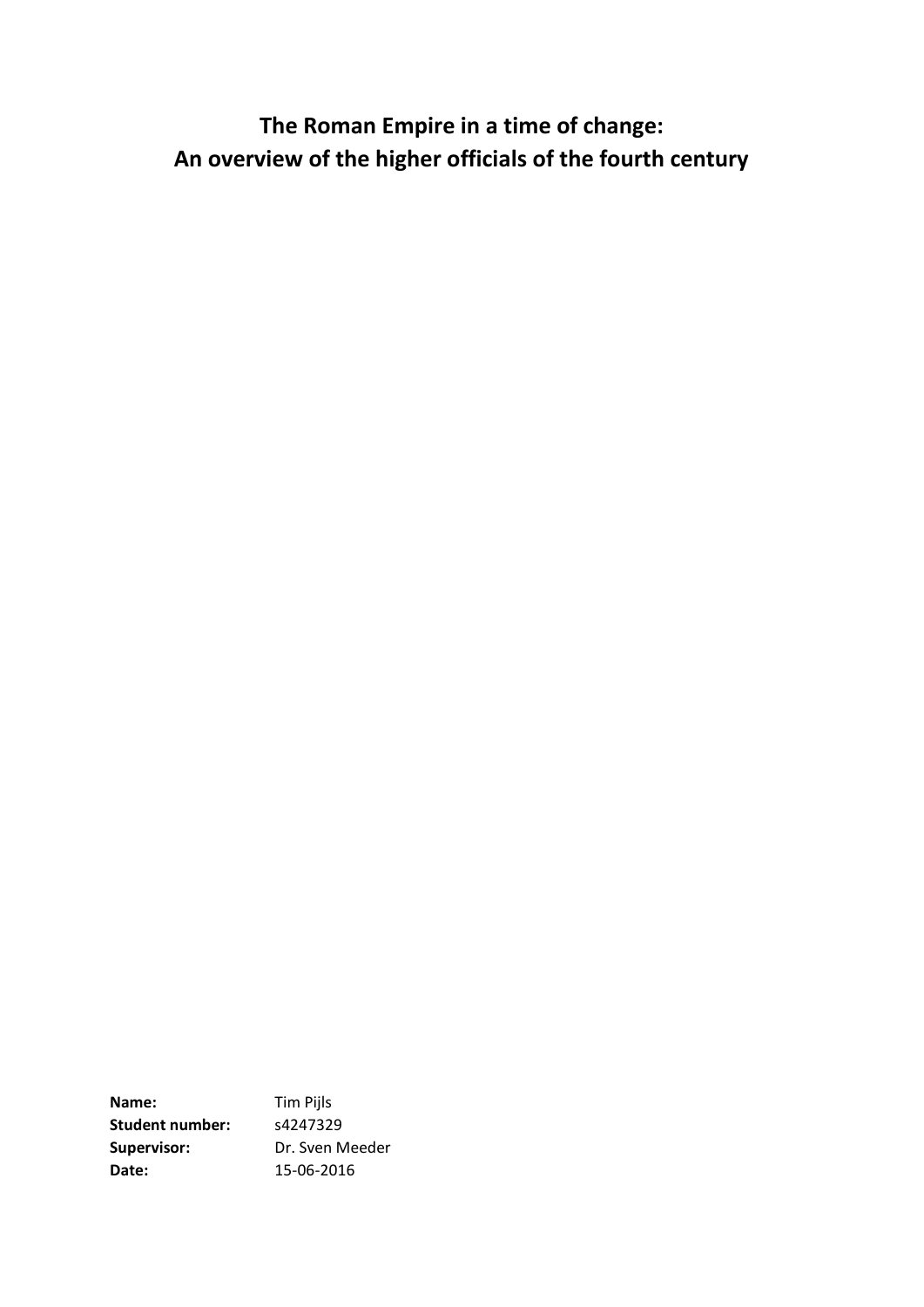# The Roman Empire in a time of change:
# An overview of the higher officials of the fourth century

| | |
|---|---|
| **Name:** | Tim Pijls |
| **Student number:** | s4247329 |
| **Supervisor:** | Dr. Sven Meeder |
| **Date:** | 15-06-2016 |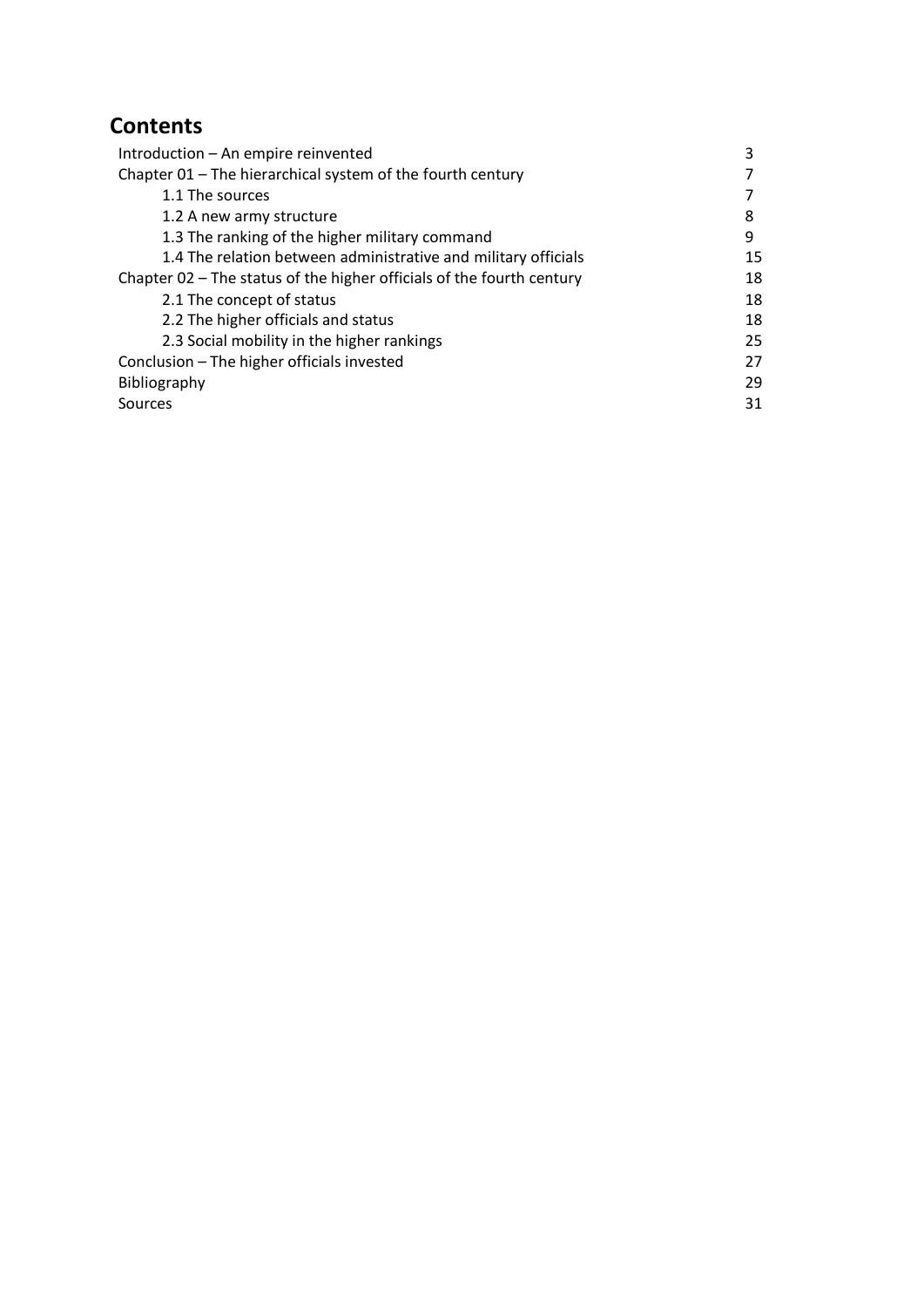# Contents

| | |
|---|---|
| Introduction – An empire reinvented | 3 |
| Chapter 01 – The hierarchical system of the fourth century | 7 |
| 1.1 The sources | 7 |
| 1.2 A new army structure | 8 |
| 1.3 The ranking of the higher military command | 9 |
| 1.4 The relation between administrative and military officials | 15 |
| Chapter 02 – The status of the higher officials of the fourth century | 18 |
| 2.1 The concept of status | 18 |
| 2.2 The higher officials and status | 18 |
| 2.3 Social mobility in the higher rankings | 25 |
| Conclusion – The higher officials invested | 27 |
| Bibliography | 29 |
| Sources | 31 |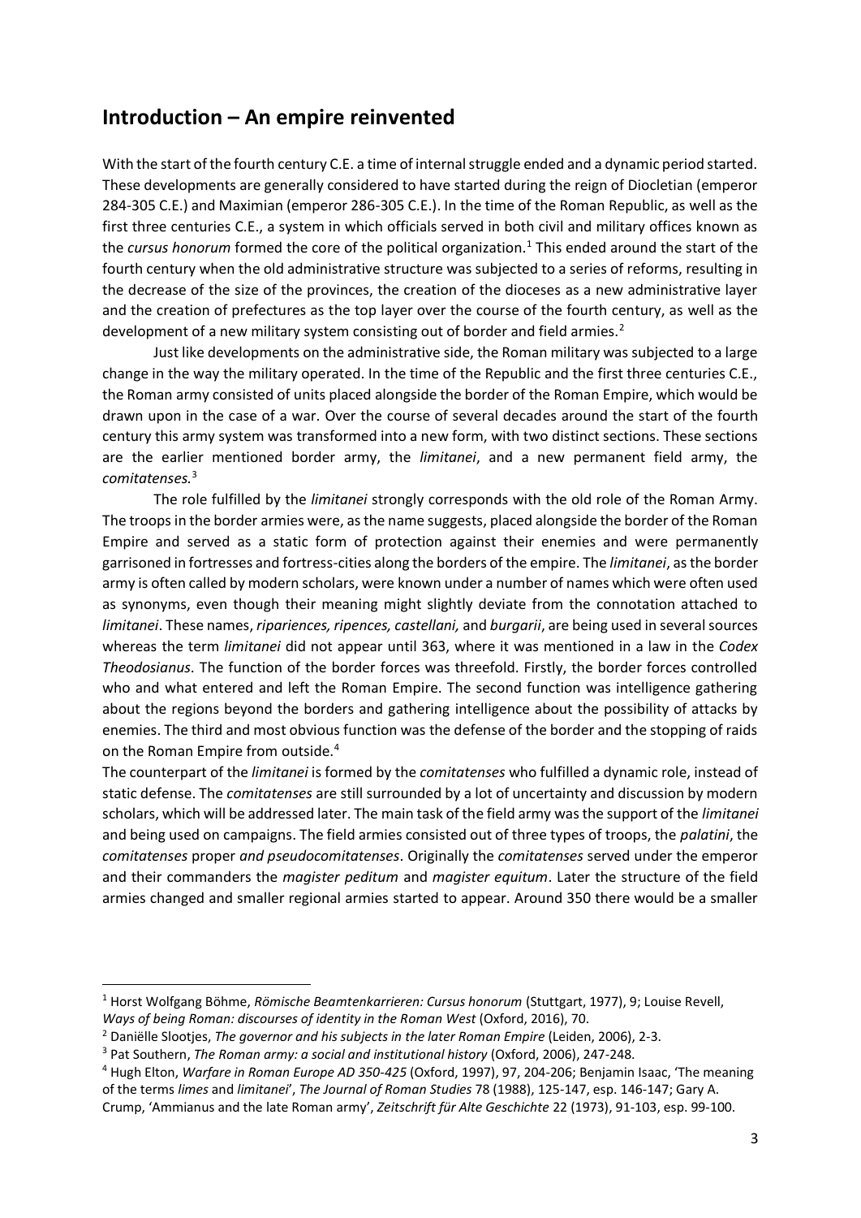## Introduction – An empire reinvented

With the start of the fourth century C.E. a time of internal struggle ended and a dynamic period started. These developments are generally considered to have started during the reign of Diocletian (emperor 284-305 C.E.) and Maximian (emperor 286-305 C.E.). In the time of the Roman Republic, as well as the first three centuries C.E., a system in which officials served in both civil and military offices known as the *cursus honorum* formed the core of the political organization.[1] This ended around the start of the fourth century when the old administrative structure was subjected to a series of reforms, resulting in the decrease of the size of the provinces, the creation of the dioceses as a new administrative layer and the creation of prefectures as the top layer over the course of the fourth century, as well as the development of a new military system consisting out of border and field armies.[2]

Just like developments on the administrative side, the Roman military was subjected to a large change in the way the military operated. In the time of the Republic and the first three centuries C.E., the Roman army consisted of units placed alongside the border of the Roman Empire, which would be drawn upon in the case of a war. Over the course of several decades around the start of the fourth century this army system was transformed into a new form, with two distinct sections. These sections are the earlier mentioned border army, the *limitanei*, and a new permanent field army, the *comitatenses.*[3]

The role fulfilled by the *limitanei* strongly corresponds with the old role of the Roman Army. The troops in the border armies were, as the name suggests, placed alongside the border of the Roman Empire and served as a static form of protection against their enemies and were permanently garrisoned in fortresses and fortress-cities along the borders of the empire. The *limitanei*, as the border army is often called by modern scholars, were known under a number of names which were often used as synonyms, even though their meaning might slightly deviate from the connotation attached to *limitanei*. These names, *ripariences, ripences, castellani,* and *burgarii*, are being used in several sources whereas the term *limitanei* did not appear until 363, where it was mentioned in a law in the *Codex Theodosianus*. The function of the border forces was threefold. Firstly, the border forces controlled who and what entered and left the Roman Empire. The second function was intelligence gathering about the regions beyond the borders and gathering intelligence about the possibility of attacks by enemies. The third and most obvious function was the defense of the border and the stopping of raids on the Roman Empire from outside.[4]

The counterpart of the *limitanei* is formed by the *comitatenses* who fulfilled a dynamic role, instead of static defense. The *comitatenses* are still surrounded by a lot of uncertainty and discussion by modern scholars, which will be addressed later. The main task of the field army was the support of the *limitanei* and being used on campaigns. The field armies consisted out of three types of troops, the *palatini*, the *comitatenses* proper *and pseudocomitatenses*. Originally the *comitatenses* served under the emperor and their commanders the *magister peditum* and *magister equitum*. Later the structure of the field armies changed and smaller regional armies started to appear. Around 350 there would be a smaller

---

[1] Horst Wolfgang Böhme, *Römische Beamtenkarrieren: Cursus honorum* (Stuttgart, 1977), 9; Louise Revell, *Ways of being Roman: discourses of identity in the Roman West* (Oxford, 2016), 70.

[2] Daniëlle Slootjes, *The governor and his subjects in the later Roman Empire* (Leiden, 2006), 2-3.

[3] Pat Southern, *The Roman army: a social and institutional history* (Oxford, 2006), 247-248.

[4] Hugh Elton, *Warfare in Roman Europe AD 350-425* (Oxford, 1997), 97, 204-206; Benjamin Isaac, 'The meaning of the terms *limes* and *limitanei*', *The Journal of Roman Studies* 78 (1988), 125-147, esp. 146-147; Gary A. Crump, 'Ammianus and the late Roman army', *Zeitschrift für Alte Geschichte* 22 (1973), 91-103, esp. 99-100.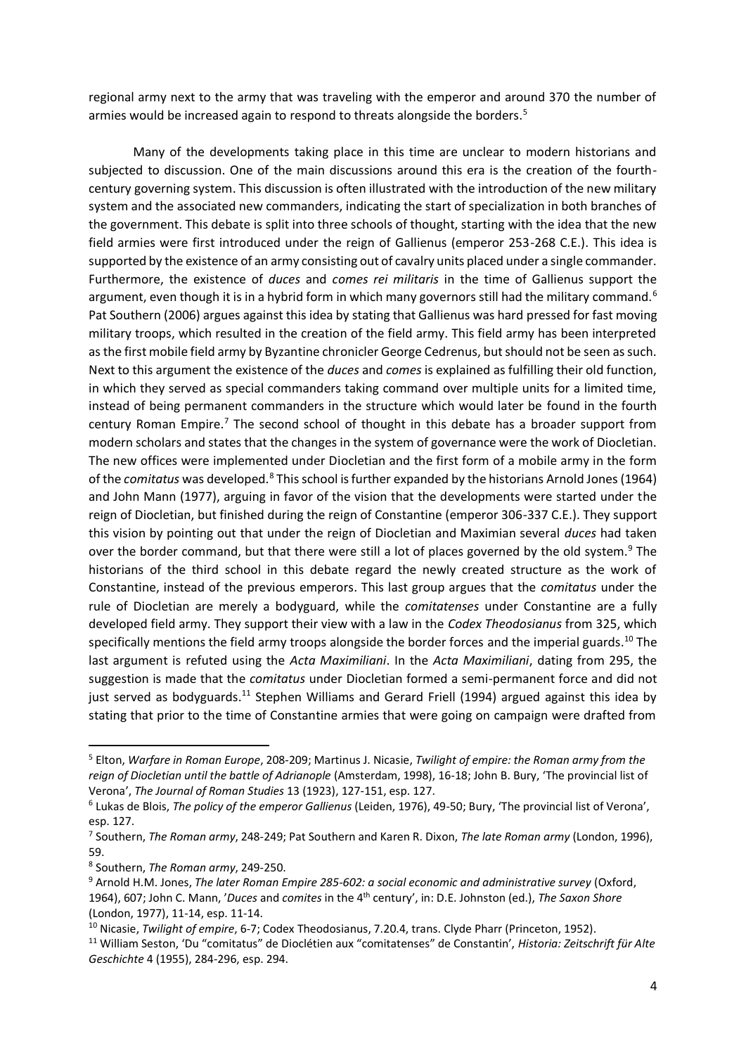regional army next to the army that was traveling with the emperor and around 370 the number of armies would be increased again to respond to threats alongside the borders.[5]

Many of the developments taking place in this time are unclear to modern historians and subjected to discussion. One of the main discussions around this era is the creation of the fourth-century governing system. This discussion is often illustrated with the introduction of the new military system and the associated new commanders, indicating the start of specialization in both branches of the government. This debate is split into three schools of thought, starting with the idea that the new field armies were first introduced under the reign of Gallienus (emperor 253-268 C.E.). This idea is supported by the existence of an army consisting out of cavalry units placed under a single commander. Furthermore, the existence of *duces* and *comes rei militaris* in the time of Gallienus support the argument, even though it is in a hybrid form in which many governors still had the military command.[6] Pat Southern (2006) argues against this idea by stating that Gallienus was hard pressed for fast moving military troops, which resulted in the creation of the field army. This field army has been interpreted as the first mobile field army by Byzantine chronicler George Cedrenus, but should not be seen as such. Next to this argument the existence of the *duces* and *comes* is explained as fulfilling their old function, in which they served as special commanders taking command over multiple units for a limited time, instead of being permanent commanders in the structure which would later be found in the fourth century Roman Empire.[7] The second school of thought in this debate has a broader support from modern scholars and states that the changes in the system of governance were the work of Diocletian. The new offices were implemented under Diocletian and the first form of a mobile army in the form of the *comitatus* was developed.[8] This school is further expanded by the historians Arnold Jones (1964) and John Mann (1977), arguing in favor of the vision that the developments were started under the reign of Diocletian, but finished during the reign of Constantine (emperor 306-337 C.E.). They support this vision by pointing out that under the reign of Diocletian and Maximian several *duces* had taken over the border command, but that there were still a lot of places governed by the old system.[9] The historians of the third school in this debate regard the newly created structure as the work of Constantine, instead of the previous emperors. This last group argues that the *comitatus* under the rule of Diocletian are merely a bodyguard, while the *comitatenses* under Constantine are a fully developed field army. They support their view with a law in the *Codex Theodosianus* from 325, which specifically mentions the field army troops alongside the border forces and the imperial guards.[10] The last argument is refuted using the *Acta Maximiliani*. In the *Acta Maximiliani*, dating from 295, the suggestion is made that the *comitatus* under Diocletian formed a semi-permanent force and did not just served as bodyguards.[11] Stephen Williams and Gerard Friell (1994) argued against this idea by stating that prior to the time of Constantine armies that were going on campaign were drafted from

---

[5] Elton, *Warfare in Roman Europe*, 208-209; Martinus J. Nicasie, *Twilight of empire: the Roman army from the reign of Diocletian until the battle of Adrianople* (Amsterdam, 1998), 16-18; John B. Bury, 'The provincial list of Verona', *The Journal of Roman Studies* 13 (1923), 127-151, esp. 127.

[6] Lukas de Blois, *The policy of the emperor Gallienus* (Leiden, 1976), 49-50; Bury, 'The provincial list of Verona', esp. 127.

[7] Southern, *The Roman army*, 248-249; Pat Southern and Karen R. Dixon, *The late Roman army* (London, 1996), 59.

[8] Southern, *The Roman army*, 249-250.

[9] Arnold H.M. Jones, *The later Roman Empire 285-602: a social economic and administrative survey* (Oxford, 1964), 607; John C. Mann, '*Duces* and *comites* in the 4th century', in: D.E. Johnston (ed.), *The Saxon Shore* (London, 1977), 11-14, esp. 11-14.

[10] Nicasie, *Twilight of empire*, 6-7; Codex Theodosianus, 7.20.4, trans. Clyde Pharr (Princeton, 1952).

[11] William Seston, 'Du "comitatus" de Dioclétien aux "comitatenses" de Constantin', *Historia: Zeitschrift für Alte Geschichte* 4 (1955), 284-296, esp. 294.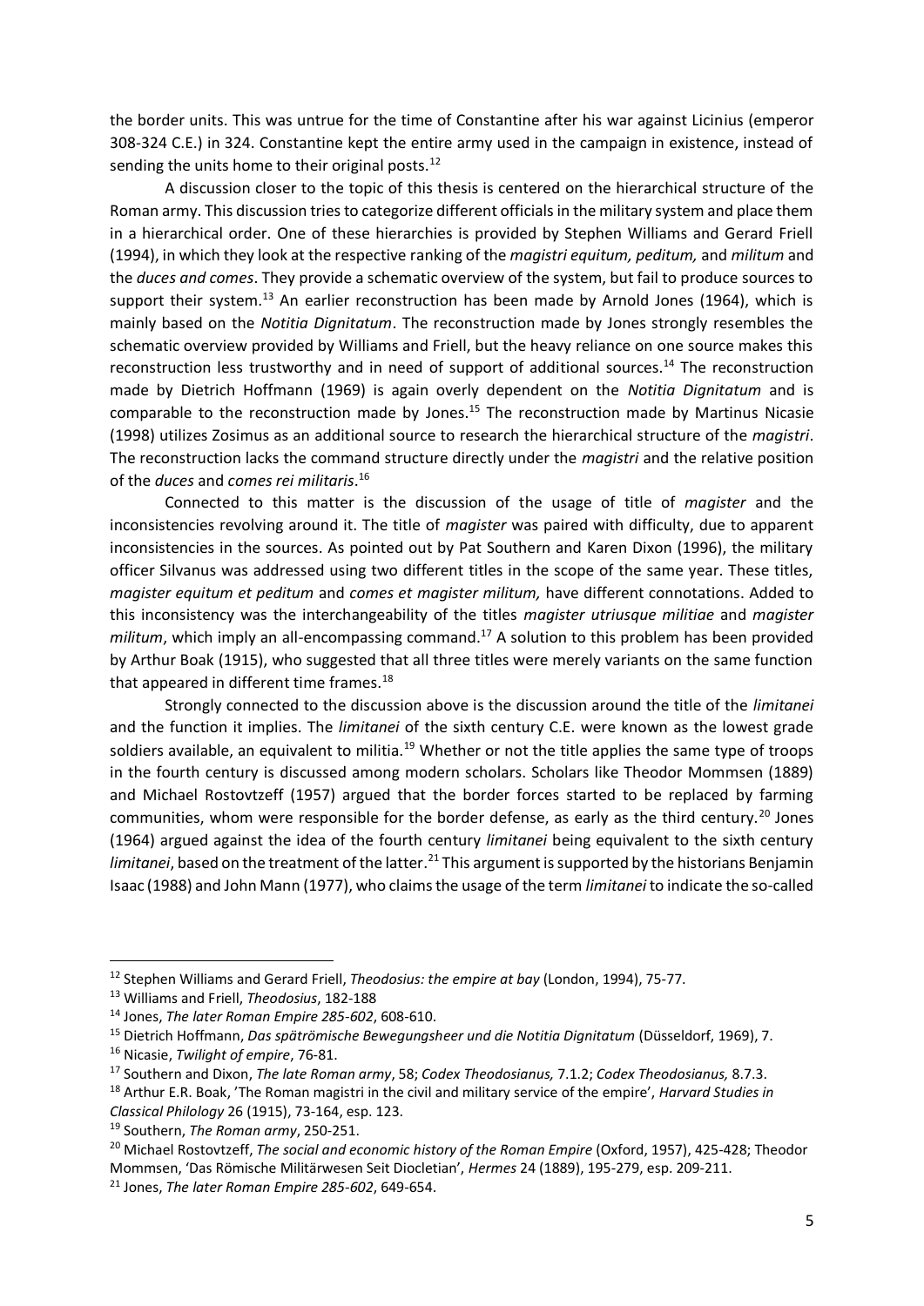the border units. This was untrue for the time of Constantine after his war against Licinius (emperor 308-324 C.E.) in 324. Constantine kept the entire army used in the campaign in existence, instead of sending the units home to their original posts.[12]

A discussion closer to the topic of this thesis is centered on the hierarchical structure of the Roman army. This discussion tries to categorize different officials in the military system and place them in a hierarchical order. One of these hierarchies is provided by Stephen Williams and Gerard Friell (1994), in which they look at the respective ranking of the *magistri equitum, peditum,* and *militum* and the *duces and comes*. They provide a schematic overview of the system, but fail to produce sources to support their system.[13] An earlier reconstruction has been made by Arnold Jones (1964), which is mainly based on the *Notitia Dignitatum*. The reconstruction made by Jones strongly resembles the schematic overview provided by Williams and Friell, but the heavy reliance on one source makes this reconstruction less trustworthy and in need of support of additional sources.[14] The reconstruction made by Dietrich Hoffmann (1969) is again overly dependent on the *Notitia Dignitatum* and is comparable to the reconstruction made by Jones.[15] The reconstruction made by Martinus Nicasie (1998) utilizes Zosimus as an additional source to research the hierarchical structure of the *magistri*. The reconstruction lacks the command structure directly under the *magistri* and the relative position of the *duces* and *comes rei militaris*.[16]

Connected to this matter is the discussion of the usage of title of *magister* and the inconsistencies revolving around it. The title of *magister* was paired with difficulty, due to apparent inconsistencies in the sources. As pointed out by Pat Southern and Karen Dixon (1996), the military officer Silvanus was addressed using two different titles in the scope of the same year. These titles, *magister equitum et peditum* and *comes et magister militum,* have different connotations. Added to this inconsistency was the interchangeability of the titles *magister utriusque militiae* and *magister militum*, which imply an all-encompassing command.[17] A solution to this problem has been provided by Arthur Boak (1915), who suggested that all three titles were merely variants on the same function that appeared in different time frames.[18]

Strongly connected to the discussion above is the discussion around the title of the *limitanei* and the function it implies. The *limitanei* of the sixth century C.E. were known as the lowest grade soldiers available, an equivalent to militia.[19] Whether or not the title applies the same type of troops in the fourth century is discussed among modern scholars. Scholars like Theodor Mommsen (1889) and Michael Rostovtzeff (1957) argued that the border forces started to be replaced by farming communities, whom were responsible for the border defense, as early as the third century.[20] Jones (1964) argued against the idea of the fourth century *limitanei* being equivalent to the sixth century *limitanei*, based on the treatment of the latter.[21] This argument is supported by the historians Benjamin Isaac (1988) and John Mann (1977), who claims the usage of the term *limitanei* to indicate the so-called

---

[12] Stephen Williams and Gerard Friell, *Theodosius: the empire at bay* (London, 1994), 75-77.

[13] Williams and Friell, *Theodosius*, 182-188

[14] Jones, *The later Roman Empire 285-602*, 608-610.

[15] Dietrich Hoffmann, *Das spätrömische Bewegungsheer und die Notitia Dignitatum* (Düsseldorf, 1969), 7.

[16] Nicasie, *Twilight of empire*, 76-81.

[17] Southern and Dixon, *The late Roman army*, 58; *Codex Theodosianus,* 7.1.2; *Codex Theodosianus,* 8.7.3.

[18] Arthur E.R. Boak, 'The Roman magistri in the civil and military service of the empire', *Harvard Studies in Classical Philology* 26 (1915), 73-164, esp. 123.

[19] Southern, *The Roman army*, 250-251.

[20] Michael Rostovtzeff, *The social and economic history of the Roman Empire* (Oxford, 1957), 425-428; Theodor Mommsen, 'Das Römische Militärwesen Seit Diocletian', *Hermes* 24 (1889), 195-279, esp. 209-211.

[21] Jones, *The later Roman Empire 285-602*, 649-654.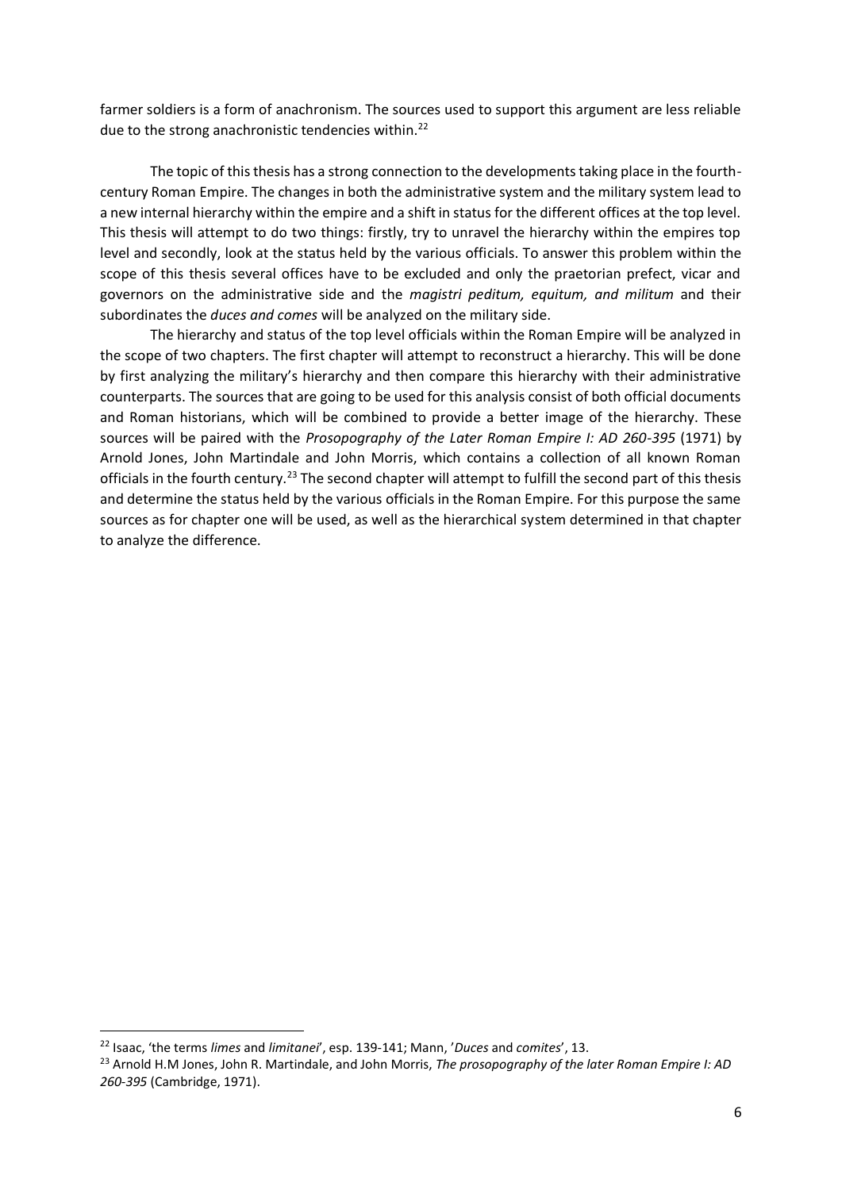farmer soldiers is a form of anachronism. The sources used to support this argument are less reliable due to the strong anachronistic tendencies within.[22]

The topic of this thesis has a strong connection to the developments taking place in the fourth-century Roman Empire. The changes in both the administrative system and the military system lead to a new internal hierarchy within the empire and a shift in status for the different offices at the top level. This thesis will attempt to do two things: firstly, try to unravel the hierarchy within the empires top level and secondly, look at the status held by the various officials. To answer this problem within the scope of this thesis several offices have to be excluded and only the praetorian prefect, vicar and governors on the administrative side and the *magistri peditum, equitum, and militum* and their subordinates the *duces and comes* will be analyzed on the military side.

The hierarchy and status of the top level officials within the Roman Empire will be analyzed in the scope of two chapters. The first chapter will attempt to reconstruct a hierarchy. This will be done by first analyzing the military's hierarchy and then compare this hierarchy with their administrative counterparts. The sources that are going to be used for this analysis consist of both official documents and Roman historians, which will be combined to provide a better image of the hierarchy. These sources will be paired with the *Prosopography of the Later Roman Empire I: AD 260-395* (1971) by Arnold Jones, John Martindale and John Morris, which contains a collection of all known Roman officials in the fourth century.[23] The second chapter will attempt to fulfill the second part of this thesis and determine the status held by the various officials in the Roman Empire. For this purpose the same sources as for chapter one will be used, as well as the hierarchical system determined in that chapter to analyze the difference.

---

[22] Isaac, 'the terms *limes* and *limitanei*', esp. 139-141; Mann, '*Duces* and *comites*', 13.

[23] Arnold H.M Jones, John R. Martindale, and John Morris, *The prosopography of the later Roman Empire I: AD 260-395* (Cambridge, 1971).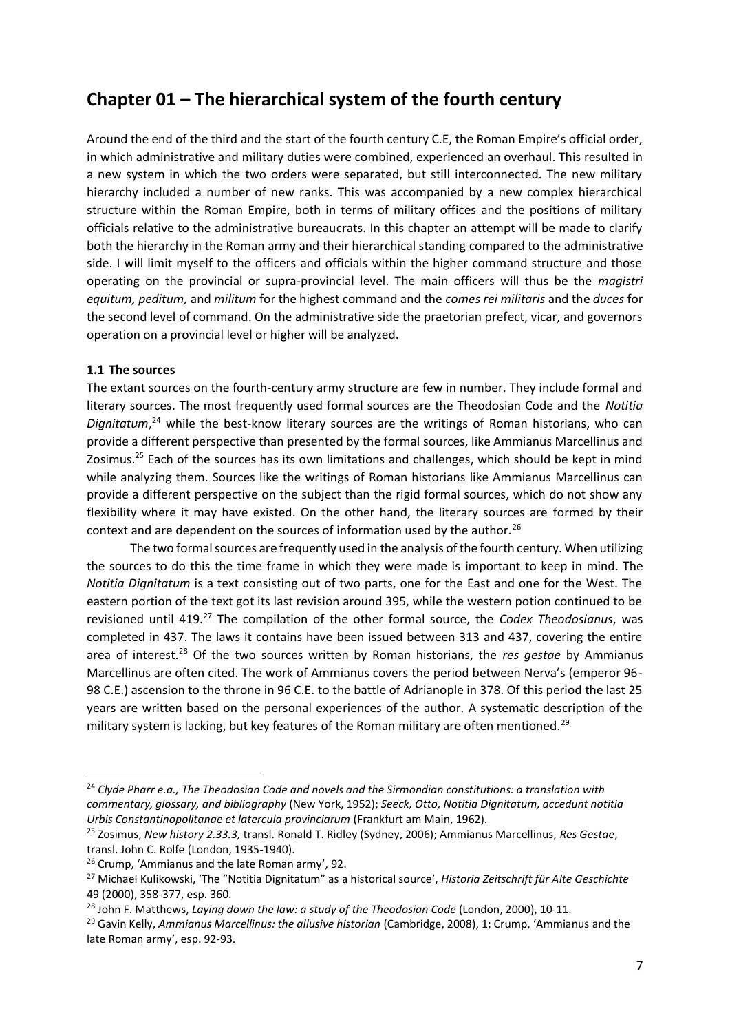# Chapter 01 – The hierarchical system of the fourth century

Around the end of the third and the start of the fourth century C.E, the Roman Empire's official order, in which administrative and military duties were combined, experienced an overhaul. This resulted in a new system in which the two orders were separated, but still interconnected. The new military hierarchy included a number of new ranks. This was accompanied by a new complex hierarchical structure within the Roman Empire, both in terms of military offices and the positions of military officials relative to the administrative bureaucrats. In this chapter an attempt will be made to clarify both the hierarchy in the Roman army and their hierarchical standing compared to the administrative side. I will limit myself to the officers and officials within the higher command structure and those operating on the provincial or supra-provincial level. The main officers will thus be the *magistri equitum, peditum,* and *militum* for the highest command and the *comes rei militaris* and the *duces* for the second level of command. On the administrative side the praetorian prefect, vicar, and governors operation on a provincial level or higher will be analyzed.

### 1.1 The sources

The extant sources on the fourth-century army structure are few in number. They include formal and literary sources. The most frequently used formal sources are the Theodosian Code and the *Notitia Dignitatum*,[24] while the best-know literary sources are the writings of Roman historians, who can provide a different perspective than presented by the formal sources, like Ammianus Marcellinus and Zosimus.[25] Each of the sources has its own limitations and challenges, which should be kept in mind while analyzing them. Sources like the writings of Roman historians like Ammianus Marcellinus can provide a different perspective on the subject than the rigid formal sources, which do not show any flexibility where it may have existed. On the other hand, the literary sources are formed by their context and are dependent on the sources of information used by the author.[26]

The two formal sources are frequently used in the analysis of the fourth century. When utilizing the sources to do this the time frame in which they were made is important to keep in mind. The *Notitia Dignitatum* is a text consisting out of two parts, one for the East and one for the West. The eastern portion of the text got its last revision around 395, while the western potion continued to be revisioned until 419.[27] The compilation of the other formal source, the *Codex Theodosianus*, was completed in 437. The laws it contains have been issued between 313 and 437, covering the entire area of interest.[28] Of the two sources written by Roman historians, the *res gestae* by Ammianus Marcellinus are often cited. The work of Ammianus covers the period between Nerva's (emperor 96-98 C.E.) ascension to the throne in 96 C.E. to the battle of Adrianople in 378. Of this period the last 25 years are written based on the personal experiences of the author. A systematic description of the military system is lacking, but key features of the Roman military are often mentioned.[29]

---

[24] *Clyde Pharr e.a., The Theodosian Code and novels and the Sirmondian constitutions: a translation with commentary, glossary, and bibliography* (New York, 1952); *Seeck, Otto, Notitia Dignitatum, accedunt notitia Urbis Constantinopolitanae et latercula provinciarum* (Frankfurt am Main, 1962).

[25] Zosimus, *New history 2.33.3,* transl. Ronald T. Ridley (Sydney, 2006); Ammianus Marcellinus, *Res Gestae*, transl. John C. Rolfe (London, 1935-1940).

[26] Crump, 'Ammianus and the late Roman army', 92.

[27] Michael Kulikowski, 'The "Notitia Dignitatum" as a historical source', *Historia Zeitschrift für Alte Geschichte* 49 (2000), 358-377, esp. 360.

[28] John F. Matthews, *Laying down the law: a study of the Theodosian Code* (London, 2000), 10-11.

[29] Gavin Kelly, *Ammianus Marcellinus: the allusive historian* (Cambridge, 2008), 1; Crump, 'Ammianus and the late Roman army', esp. 92-93.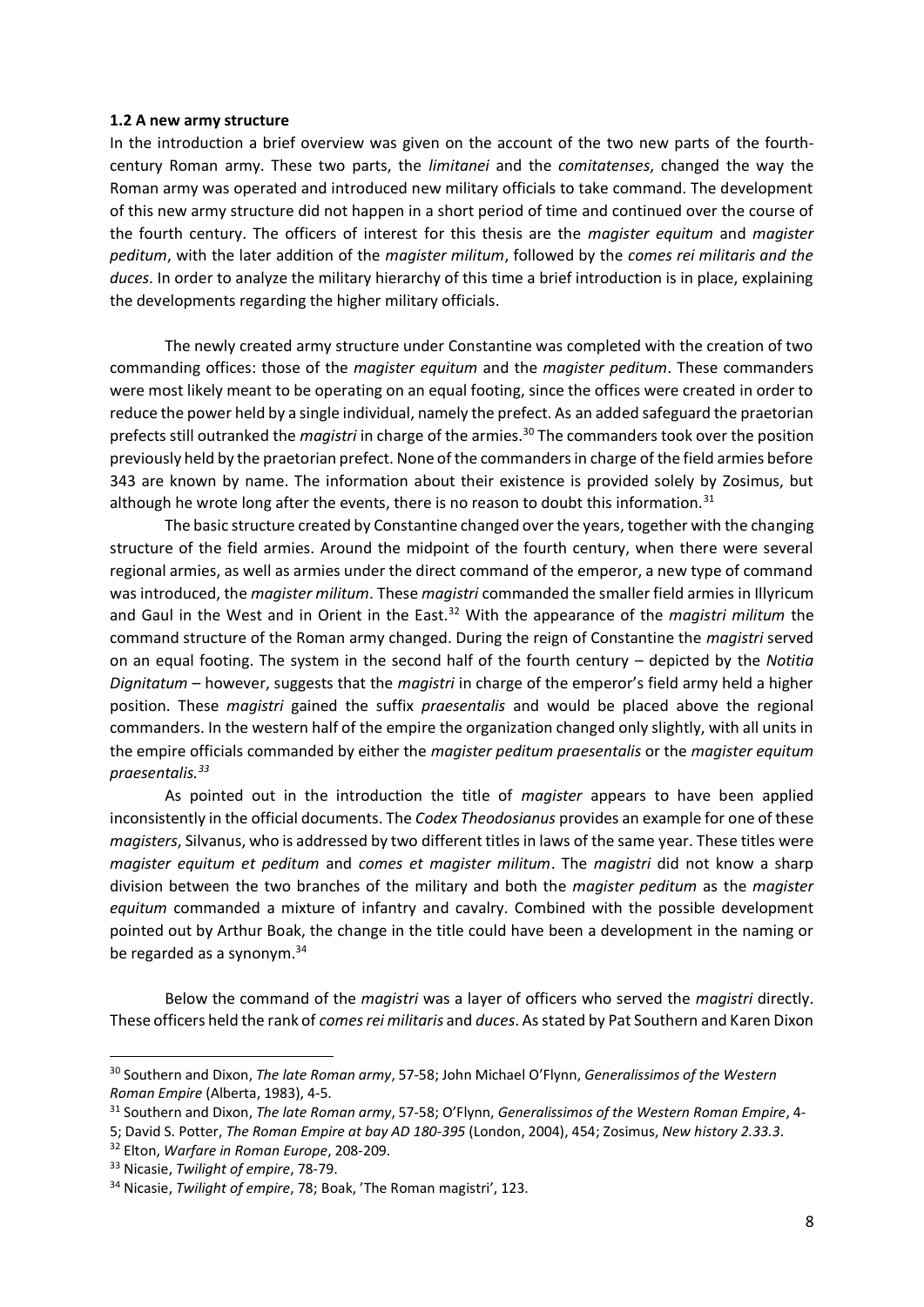**1.2 A new army structure**

In the introduction a brief overview was given on the account of the two new parts of the fourth-century Roman army. These two parts, the *limitanei* and the *comitatenses*, changed the way the Roman army was operated and introduced new military officials to take command. The development of this new army structure did not happen in a short period of time and continued over the course of the fourth century. The officers of interest for this thesis are the *magister equitum* and *magister peditum*, with the later addition of the *magister militum*, followed by the *comes rei militaris and the duces*. In order to analyze the military hierarchy of this time a brief introduction is in place, explaining the developments regarding the higher military officials.

The newly created army structure under Constantine was completed with the creation of two commanding offices: those of the *magister equitum* and the *magister peditum*. These commanders were most likely meant to be operating on an equal footing, since the offices were created in order to reduce the power held by a single individual, namely the prefect. As an added safeguard the praetorian prefects still outranked the *magistri* in charge of the armies.[30] The commanders took over the position previously held by the praetorian prefect. None of the commanders in charge of the field armies before 343 are known by name. The information about their existence is provided solely by Zosimus, but although he wrote long after the events, there is no reason to doubt this information.[31]

The basic structure created by Constantine changed over the years, together with the changing structure of the field armies. Around the midpoint of the fourth century, when there were several regional armies, as well as armies under the direct command of the emperor, a new type of command was introduced, the *magister militum*. These *magistri* commanded the smaller field armies in Illyricum and Gaul in the West and in Orient in the East.[32] With the appearance of the *magistri militum* the command structure of the Roman army changed. During the reign of Constantine the *magistri* served on an equal footing. The system in the second half of the fourth century – depicted by the *Notitia Dignitatum* – however, suggests that the *magistri* in charge of the emperor's field army held a higher position. These *magistri* gained the suffix *praesentalis* and would be placed above the regional commanders. In the western half of the empire the organization changed only slightly, with all units in the empire officials commanded by either the *magister peditum praesentalis* or the *magister equitum praesentalis.*[33]

As pointed out in the introduction the title of *magister* appears to have been applied inconsistently in the official documents. The *Codex Theodosianus* provides an example for one of these *magisters*, Silvanus, who is addressed by two different titles in laws of the same year. These titles were *magister equitum et peditum* and *comes et magister militum*. The *magistri* did not know a sharp division between the two branches of the military and both the *magister peditum* as the *magister equitum* commanded a mixture of infantry and cavalry. Combined with the possible development pointed out by Arthur Boak, the change in the title could have been a development in the naming or be regarded as a synonym.[34]

Below the command of the *magistri* was a layer of officers who served the *magistri* directly. These officers held the rank of *comes rei militaris* and *duces*. As stated by Pat Southern and Karen Dixon

---

[30] Southern and Dixon, *The late Roman army*, 57-58; John Michael O'Flynn, *Generalissimos of the Western Roman Empire* (Alberta, 1983), 4-5.

[31] Southern and Dixon, *The late Roman army*, 57-58; O'Flynn, *Generalissimos of the Western Roman Empire*, 4-5; David S. Potter, *The Roman Empire at bay AD 180-395* (London, 2004), 454; Zosimus, *New history 2.33.3*.

[32] Elton, *Warfare in Roman Europe*, 208-209.

[33] Nicasie, *Twilight of empire*, 78-79.

[34] Nicasie, *Twilight of empire*, 78; Boak, 'The Roman magistri', 123.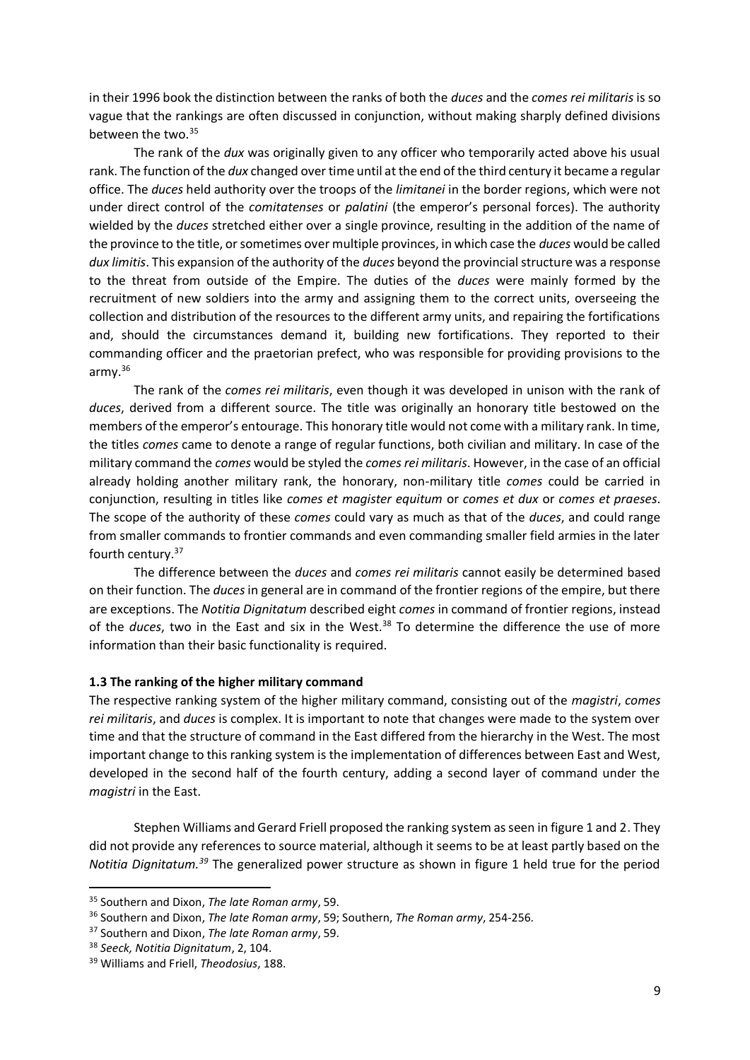in their 1996 book the distinction between the ranks of both the *duces* and the *comes rei militaris* is so vague that the rankings are often discussed in conjunction, without making sharply defined divisions between the two.[35]

The rank of the *dux* was originally given to any officer who temporarily acted above his usual rank. The function of the *dux* changed over time until at the end of the third century it became a regular office. The *duces* held authority over the troops of the *limitanei* in the border regions, which were not under direct control of the *comitatenses* or *palatini* (the emperor's personal forces). The authority wielded by the *duces* stretched either over a single province, resulting in the addition of the name of the province to the title, or sometimes over multiple provinces, in which case the *duces* would be called *dux limitis*. This expansion of the authority of the *duces* beyond the provincial structure was a response to the threat from outside of the Empire. The duties of the *duces* were mainly formed by the recruitment of new soldiers into the army and assigning them to the correct units, overseeing the collection and distribution of the resources to the different army units, and repairing the fortifications and, should the circumstances demand it, building new fortifications. They reported to their commanding officer and the praetorian prefect, who was responsible for providing provisions to the army.[36]

The rank of the *comes rei militaris*, even though it was developed in unison with the rank of *duces*, derived from a different source. The title was originally an honorary title bestowed on the members of the emperor's entourage. This honorary title would not come with a military rank. In time, the titles *comes* came to denote a range of regular functions, both civilian and military. In case of the military command the *comes* would be styled the *comes rei militaris*. However, in the case of an official already holding another military rank, the honorary, non-military title *comes* could be carried in conjunction, resulting in titles like *comes et magister equitum* or *comes et dux* or *comes et praeses*. The scope of the authority of these *comes* could vary as much as that of the *duces*, and could range from smaller commands to frontier commands and even commanding smaller field armies in the later fourth century.[37]

The difference between the *duces* and *comes rei militaris* cannot easily be determined based on their function. The *duces* in general are in command of the frontier regions of the empire, but there are exceptions. The *Notitia Dignitatum* described eight *comes* in command of frontier regions, instead of the *duces*, two in the East and six in the West.[38] To determine the difference the use of more information than their basic functionality is required.

### 1.3 The ranking of the higher military command

The respective ranking system of the higher military command, consisting out of the *magistri*, *comes rei militaris*, and *duces* is complex. It is important to note that changes were made to the system over time and that the structure of command in the East differed from the hierarchy in the West. The most important change to this ranking system is the implementation of differences between East and West, developed in the second half of the fourth century, adding a second layer of command under the *magistri* in the East.

Stephen Williams and Gerard Friell proposed the ranking system as seen in figure 1 and 2. They did not provide any references to source material, although it seems to be at least partly based on the *Notitia Dignitatum.*[39] The generalized power structure as shown in figure 1 held true for the period

---

[35] Southern and Dixon, *The late Roman army*, 59.

[36] Southern and Dixon, *The late Roman army*, 59; Southern, *The Roman army*, 254-256.

[37] Southern and Dixon, *The late Roman army*, 59.

[38] *Seeck, Notitia Dignitatum*, 2, 104.

[39] Williams and Friell, *Theodosius*, 188.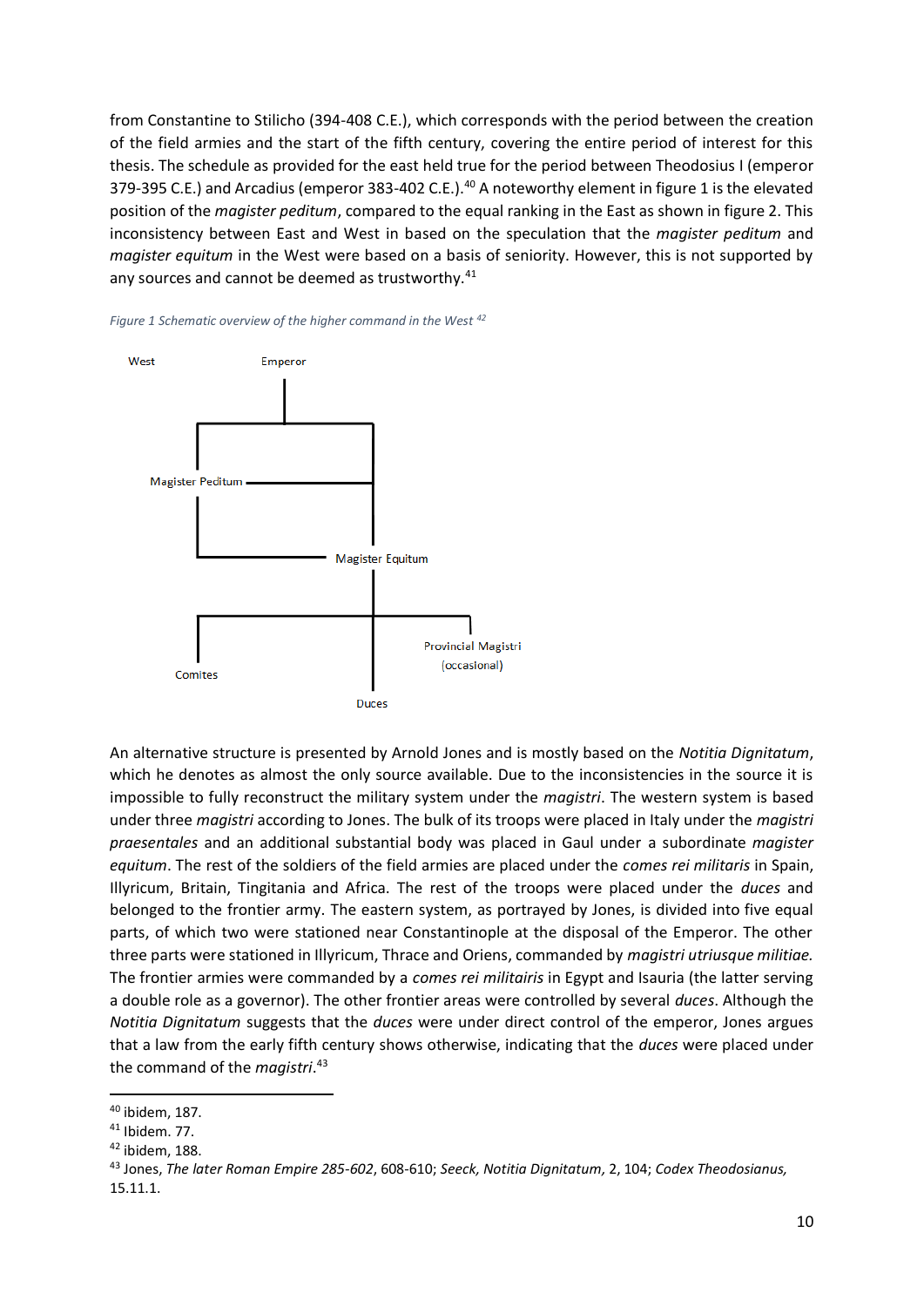from Constantine to Stilicho (394-408 C.E.), which corresponds with the period between the creation of the field armies and the start of the fifth century, covering the entire period of interest for this thesis. The schedule as provided for the east held true for the period between Theodosius I (emperor 379-395 C.E.) and Arcadius (emperor 383-402 C.E.).[40] A noteworthy element in figure 1 is the elevated position of the *magister peditum*, compared to the equal ranking in the East as shown in figure 2. This inconsistency between East and West in based on the speculation that the *magister peditum* and *magister equitum* in the West were based on a basis of seniority. However, this is not supported by any sources and cannot be deemed as trustworthy.[41]

*Figure 1 Schematic overview of the higher command in the West* [42]

West

Emperor

Magister Peditum

Magister Equitum

Comites

Duces

Provincial Magistri (occasional)

An alternative structure is presented by Arnold Jones and is mostly based on the *Notitia Dignitatum*, which he denotes as almost the only source available. Due to the inconsistencies in the source it is impossible to fully reconstruct the military system under the *magistri*. The western system is based under three *magistri* according to Jones. The bulk of its troops were placed in Italy under the *magistri praesentales* and an additional substantial body was placed in Gaul under a subordinate *magister equitum*. The rest of the soldiers of the field armies are placed under the *comes rei militaris* in Spain, Illyricum, Britain, Tingitania and Africa. The rest of the troops were placed under the *duces* and belonged to the frontier army. The eastern system, as portrayed by Jones, is divided into five equal parts, of which two were stationed near Constantinople at the disposal of the Emperor. The other three parts were stationed in Illyricum, Thrace and Oriens, commanded by *magistri utriusque militiae.* The frontier armies were commanded by a *comes rei militairis* in Egypt and Isauria (the latter serving a double role as a governor). The other frontier areas were controlled by several *duces*. Although the *Notitia Dignitatum* suggests that the *duces* were under direct control of the emperor, Jones argues that a law from the early fifth century shows otherwise, indicating that the *duces* were placed under the command of the *magistri*.[43]

---

[40] ibidem, 187.

[41] Ibidem. 77.

[42] ibidem, 188.

[43] Jones, *The later Roman Empire 285-602*, 608-610; *Seeck, Notitia Dignitatum,* 2, 104; *Codex Theodosianus,* 15.11.1.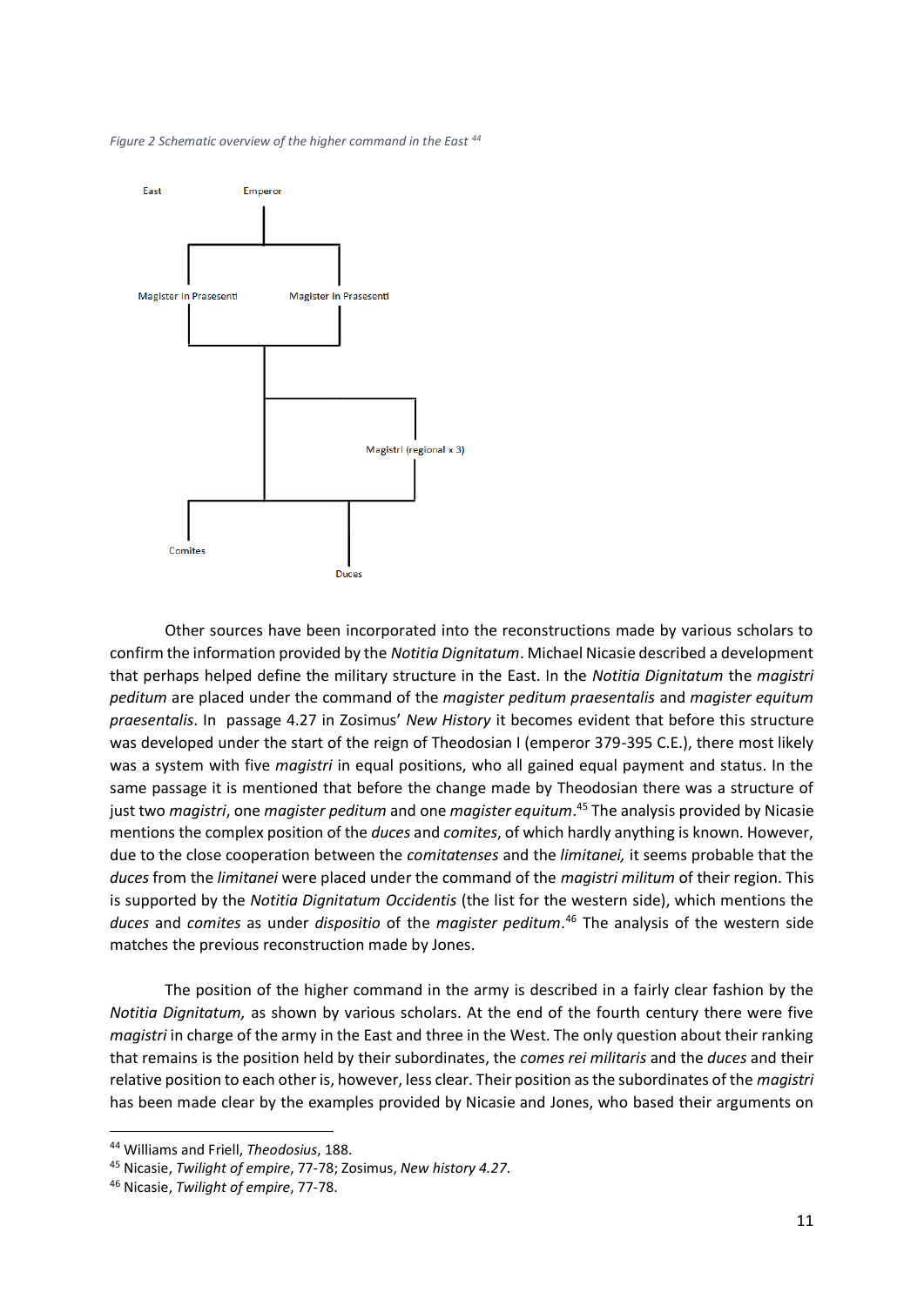*Figure 2 Schematic overview of the higher command in the East* [44]

East

Emperor

Magister in Prasesenti

Magister in Prasesenti

Magistri (regional x 3)

Comites

Duces

Other sources have been incorporated into the reconstructions made by various scholars to confirm the information provided by the *Notitia Dignitatum*. Michael Nicasie described a development that perhaps helped define the military structure in the East. In the *Notitia Dignitatum* the *magistri peditum* are placed under the command of the *magister peditum praesentalis* and *magister equitum praesentalis*. In passage 4.27 in Zosimus' *New History* it becomes evident that before this structure was developed under the start of the reign of Theodosian I (emperor 379-395 C.E.), there most likely was a system with five *magistri* in equal positions, who all gained equal payment and status. In the same passage it is mentioned that before the change made by Theodosian there was a structure of just two *magistri*, one *magister peditum* and one *magister equitum*.[45] The analysis provided by Nicasie mentions the complex position of the *duces* and *comites*, of which hardly anything is known. However, due to the close cooperation between the *comitatenses* and the *limitanei,* it seems probable that the *duces* from the *limitanei* were placed under the command of the *magistri militum* of their region. This is supported by the *Notitia Dignitatum Occidentis* (the list for the western side), which mentions the *duces* and *comites* as under *dispositio* of the *magister peditum*.[46] The analysis of the western side matches the previous reconstruction made by Jones.

The position of the higher command in the army is described in a fairly clear fashion by the *Notitia Dignitatum,* as shown by various scholars. At the end of the fourth century there were five *magistri* in charge of the army in the East and three in the West. The only question about their ranking that remains is the position held by their subordinates, the *comes rei militaris* and the *duces* and their relative position to each other is, however, less clear. Their position as the subordinates of the *magistri* has been made clear by the examples provided by Nicasie and Jones, who based their arguments on

---

[44] Williams and Friell, *Theodosius*, 188.

[45] Nicasie, *Twilight of empire*, 77-78; Zosimus, *New history 4.27*.

[46] Nicasie, *Twilight of empire*, 77-78.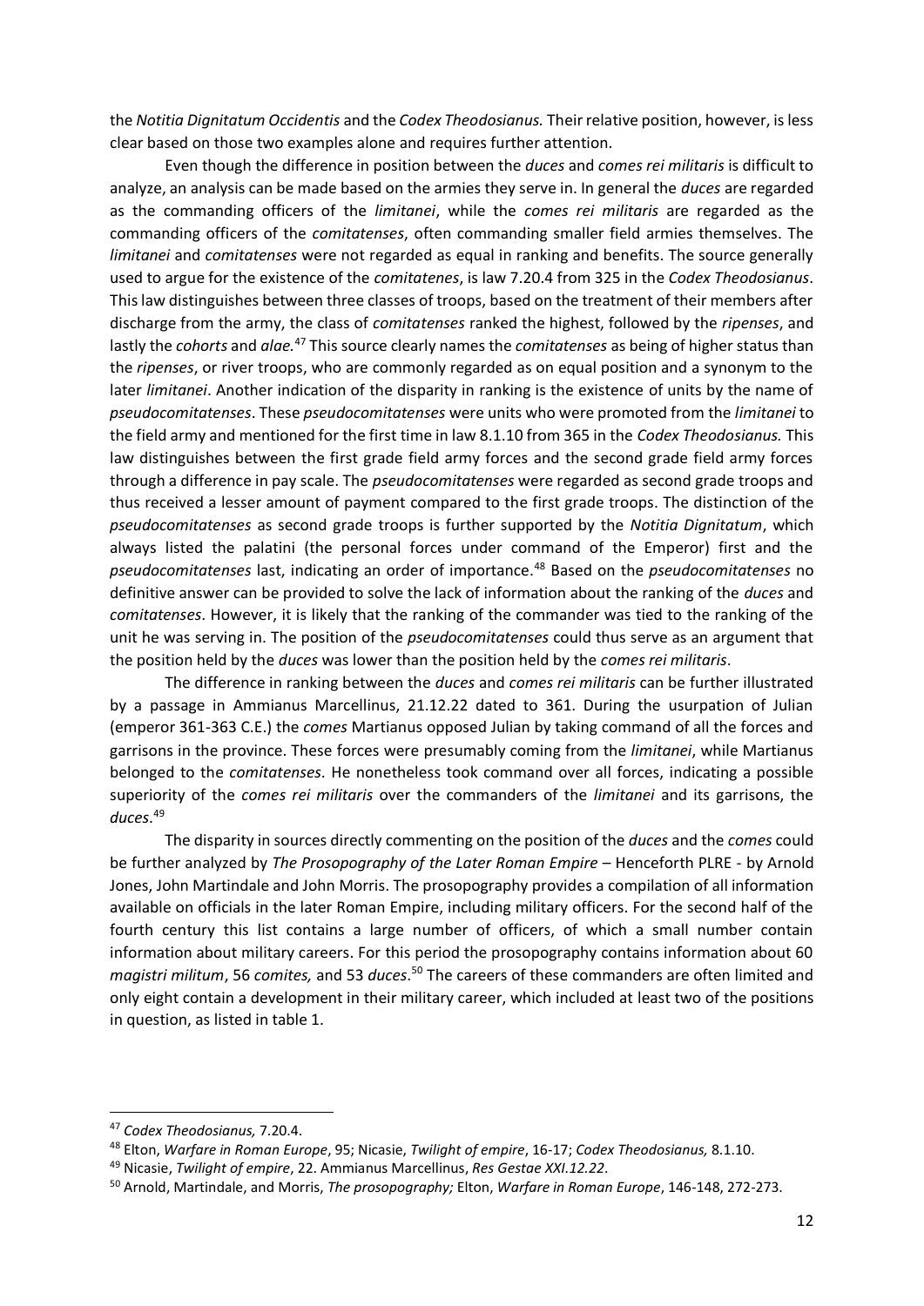the *Notitia Dignitatum Occidentis* and the *Codex Theodosianus.* Their relative position, however, is less clear based on those two examples alone and requires further attention.

Even though the difference in position between the *duces* and *comes rei militaris* is difficult to analyze, an analysis can be made based on the armies they serve in. In general the *duces* are regarded as the commanding officers of the *limitanei*, while the *comes rei militaris* are regarded as the commanding officers of the *comitatenses*, often commanding smaller field armies themselves. The *limitanei* and *comitatenses* were not regarded as equal in ranking and benefits. The source generally used to argue for the existence of the *comitatenes*, is law 7.20.4 from 325 in the *Codex Theodosianus*. This law distinguishes between three classes of troops, based on the treatment of their members after discharge from the army, the class of *comitatenses* ranked the highest, followed by the *ripenses*, and lastly the *cohorts* and *alae.*[47] This source clearly names the *comitatenses* as being of higher status than the *ripenses*, or river troops, who are commonly regarded as on equal position and a synonym to the later *limitanei*. Another indication of the disparity in ranking is the existence of units by the name of *pseudocomitatenses*. These *pseudocomitatenses* were units who were promoted from the *limitanei* to the field army and mentioned for the first time in law 8.1.10 from 365 in the *Codex Theodosianus.* This law distinguishes between the first grade field army forces and the second grade field army forces through a difference in pay scale. The *pseudocomitatenses* were regarded as second grade troops and thus received a lesser amount of payment compared to the first grade troops. The distinction of the *pseudocomitatenses* as second grade troops is further supported by the *Notitia Dignitatum*, which always listed the palatini (the personal forces under command of the Emperor) first and the *pseudocomitatenses* last, indicating an order of importance.[48] Based on the *pseudocomitatenses* no definitive answer can be provided to solve the lack of information about the ranking of the *duces* and *comitatenses*. However, it is likely that the ranking of the commander was tied to the ranking of the unit he was serving in. The position of the *pseudocomitatenses* could thus serve as an argument that the position held by the *duces* was lower than the position held by the *comes rei militaris*.

The difference in ranking between the *duces* and *comes rei militaris* can be further illustrated by a passage in Ammianus Marcellinus, 21.12.22 dated to 361. During the usurpation of Julian (emperor 361-363 C.E.) the *comes* Martianus opposed Julian by taking command of all the forces and garrisons in the province. These forces were presumably coming from the *limitanei*, while Martianus belonged to the *comitatenses*. He nonetheless took command over all forces, indicating a possible superiority of the *comes rei militaris* over the commanders of the *limitanei* and its garrisons, the *duces*.[49]

The disparity in sources directly commenting on the position of the *duces* and the *comes* could be further analyzed by *The Prosopography of the Later Roman Empire* – Henceforth PLRE - by Arnold Jones, John Martindale and John Morris. The prosopography provides a compilation of all information available on officials in the later Roman Empire, including military officers. For the second half of the fourth century this list contains a large number of officers, of which a small number contain information about military careers. For this period the prosopography contains information about 60 *magistri militum*, 56 *comites,* and 53 *duces*.[50] The careers of these commanders are often limited and only eight contain a development in their military career, which included at least two of the positions in question, as listed in table 1.

---

[47] *Codex Theodosianus,* 7.20.4.

[48] Elton, *Warfare in Roman Europe*, 95; Nicasie, *Twilight of empire*, 16-17; *Codex Theodosianus,* 8.1.10.

[49] Nicasie, *Twilight of empire*, 22. Ammianus Marcellinus, *Res Gestae XXI.12.22*.

[50] Arnold, Martindale, and Morris, *The prosopography;* Elton, *Warfare in Roman Europe*, 146-148, 272-273.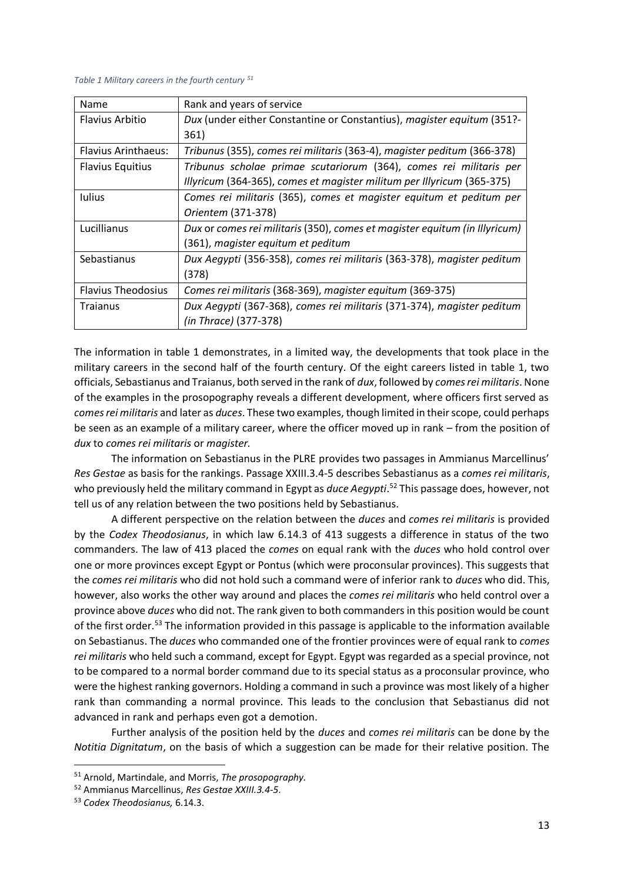*Table 1 Military careers in the fourth century* [51]

| Name | Rank and years of service |
|---|---|
| Flavius Arbitio | *Dux* (under either Constantine or Constantius), *magister equitum* (351?-361) |
| Flavius Arinthaeus: | *Tribunus* (355), *comes rei militaris* (363-4), *magister peditum* (366-378) |
| Flavius Equitius | *Tribunus scholae primae scutariorum* (364), *comes rei militaris per Illyricum* (364-365), *comes et magister militum per Illyricum* (365-375) |
| Iulius | *Comes rei militaris* (365), *comes et magister equitum et peditum per Orientem* (371-378) |
| Lucillianus | *Dux* or *comes rei militaris* (350), *comes et magister equitum (in Illyricum)* (361), *magister equitum et peditum* |
| Sebastianus | *Dux Aegypti* (356-358), *comes rei militaris* (363-378), *magister peditum* (378) |
| Flavius Theodosius | *Comes rei militaris* (368-369), *magister equitum* (369-375) |
| Traianus | *Dux Aegypti* (367-368), *comes rei militaris* (371-374), *magister peditum (in Thrace)* (377-378) |

The information in table 1 demonstrates, in a limited way, the developments that took place in the military careers in the second half of the fourth century. Of the eight careers listed in table 1, two officials, Sebastianus and Traianus, both served in the rank of *dux*, followed by *comes rei militaris*. None of the examples in the prosopography reveals a different development, where officers first served as *comes rei militaris* and later as *duces*. These two examples, though limited in their scope, could perhaps be seen as an example of a military career, where the officer moved up in rank – from the position of *dux* to *comes rei militaris* or *magister.*

The information on Sebastianus in the PLRE provides two passages in Ammianus Marcellinus' *Res Gestae* as basis for the rankings. Passage XXIII.3.4-5 describes Sebastianus as a *comes rei militaris*, who previously held the military command in Egypt as *duce Aegypti*.[52] This passage does, however, not tell us of any relation between the two positions held by Sebastianus.

A different perspective on the relation between the *duces* and *comes rei militaris* is provided by the *Codex Theodosianus*, in which law 6.14.3 of 413 suggests a difference in status of the two commanders. The law of 413 placed the *comes* on equal rank with the *duces* who hold control over one or more provinces except Egypt or Pontus (which were proconsular provinces). This suggests that the *comes rei militaris* who did not hold such a command were of inferior rank to *duces* who did. This, however, also works the other way around and places the *comes rei militaris* who held control over a province above *duces* who did not. The rank given to both commanders in this position would be count of the first order.[53] The information provided in this passage is applicable to the information available on Sebastianus. The *duces* who commanded one of the frontier provinces were of equal rank to *comes rei militaris* who held such a command, except for Egypt. Egypt was regarded as a special province, not to be compared to a normal border command due to its special status as a proconsular province, who were the highest ranking governors. Holding a command in such a province was most likely of a higher rank than commanding a normal province. This leads to the conclusion that Sebastianus did not advanced in rank and perhaps even got a demotion.

Further analysis of the position held by the *duces* and *comes rei militaris* can be done by the *Notitia Dignitatum*, on the basis of which a suggestion can be made for their relative position. The

[51] Arnold, Martindale, and Morris, *The prosopography.*
[52] Ammianus Marcellinus, *Res Gestae XXIII.3.4-5*.
[53] *Codex Theodosianus,* 6.14.3.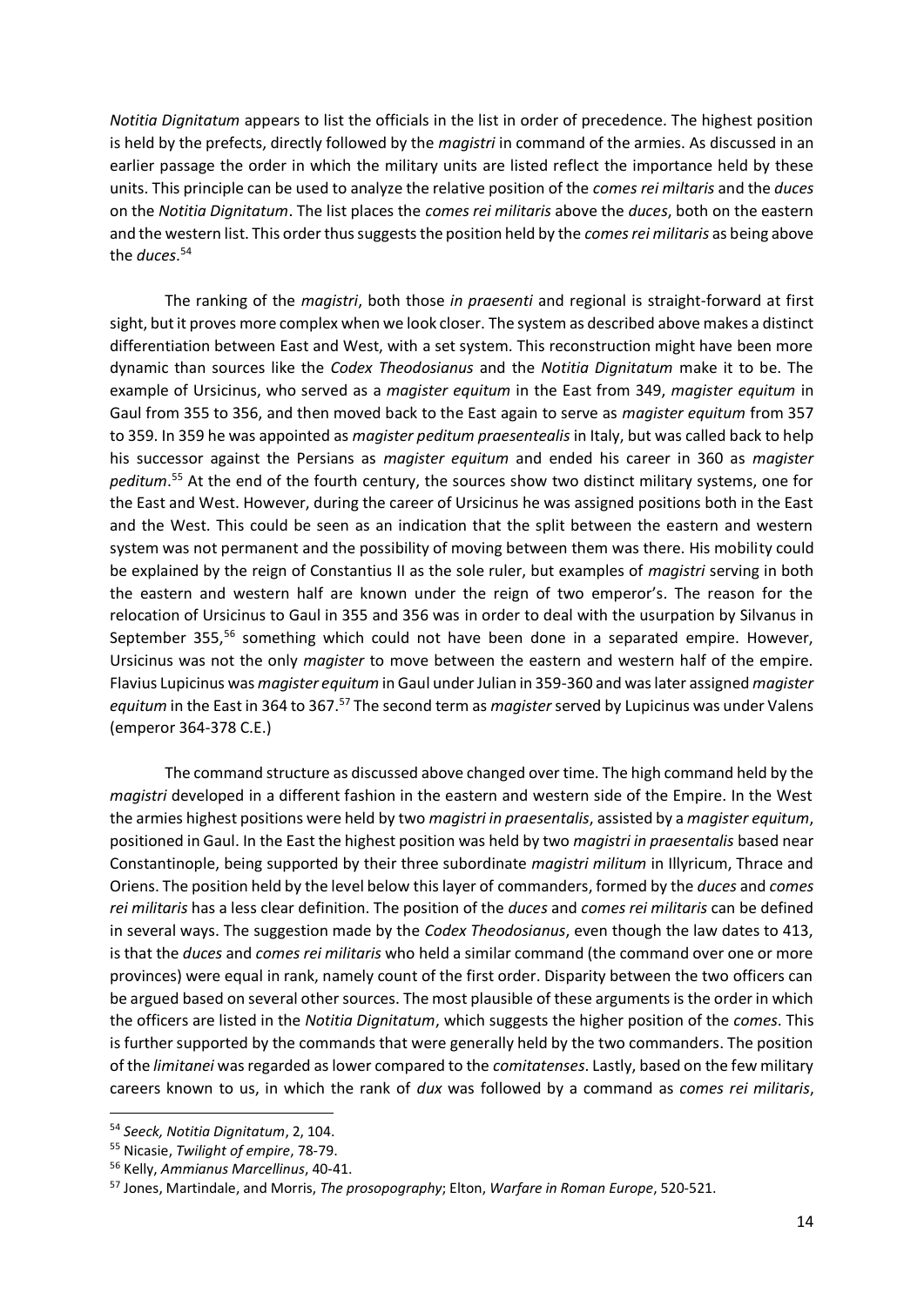*Notitia Dignitatum* appears to list the officials in the list in order of precedence. The highest position is held by the prefects, directly followed by the *magistri* in command of the armies. As discussed in an earlier passage the order in which the military units are listed reflect the importance held by these units. This principle can be used to analyze the relative position of the *comes rei miltaris* and the *duces* on the *Notitia Dignitatum*. The list places the *comes rei militaris* above the *duces*, both on the eastern and the western list. This order thus suggests the position held by the *comes rei militaris* as being above the *duces*.[54]

The ranking of the *magistri*, both those *in praesenti* and regional is straight-forward at first sight, but it proves more complex when we look closer. The system as described above makes a distinct differentiation between East and West, with a set system. This reconstruction might have been more dynamic than sources like the *Codex Theodosianus* and the *Notitia Dignitatum* make it to be. The example of Ursicinus, who served as a *magister equitum* in the East from 349, *magister equitum* in Gaul from 355 to 356, and then moved back to the East again to serve as *magister equitum* from 357 to 359. In 359 he was appointed as *magister peditum praesentealis* in Italy, but was called back to help his successor against the Persians as *magister equitum* and ended his career in 360 as *magister peditum*.[55] At the end of the fourth century, the sources show two distinct military systems, one for the East and West. However, during the career of Ursicinus he was assigned positions both in the East and the West. This could be seen as an indication that the split between the eastern and western system was not permanent and the possibility of moving between them was there. His mobility could be explained by the reign of Constantius II as the sole ruler, but examples of *magistri* serving in both the eastern and western half are known under the reign of two emperor's. The reason for the relocation of Ursicinus to Gaul in 355 and 356 was in order to deal with the usurpation by Silvanus in September 355,[56] something which could not have been done in a separated empire. However, Ursicinus was not the only *magister* to move between the eastern and western half of the empire. Flavius Lupicinus was *magister equitum* in Gaul under Julian in 359-360 and was later assigned *magister equitum* in the East in 364 to 367.[57] The second term as *magister* served by Lupicinus was under Valens (emperor 364-378 C.E.)

The command structure as discussed above changed over time. The high command held by the *magistri* developed in a different fashion in the eastern and western side of the Empire. In the West the armies highest positions were held by two *magistri in praesentalis*, assisted by a *magister equitum*, positioned in Gaul. In the East the highest position was held by two *magistri in praesentalis* based near Constantinople, being supported by their three subordinate *magistri militum* in Illyricum, Thrace and Oriens. The position held by the level below this layer of commanders, formed by the *duces* and *comes rei militaris* has a less clear definition. The position of the *duces* and *comes rei militaris* can be defined in several ways. The suggestion made by the *Codex Theodosianus*, even though the law dates to 413, is that the *duces* and *comes rei militaris* who held a similar command (the command over one or more provinces) were equal in rank, namely count of the first order. Disparity between the two officers can be argued based on several other sources. The most plausible of these arguments is the order in which the officers are listed in the *Notitia Dignitatum*, which suggests the higher position of the *comes*. This is further supported by the commands that were generally held by the two commanders. The position of the *limitanei* was regarded as lower compared to the *comitatenses*. Lastly, based on the few military careers known to us, in which the rank of *dux* was followed by a command as *comes rei militaris*,

[54] *Seeck, Notitia Dignitatum*, 2, 104.

[55] Nicasie, *Twilight of empire*, 78-79.

[56] Kelly, *Ammianus Marcellinus*, 40-41.

[57] Jones, Martindale, and Morris, *The prosopography*; Elton, *Warfare in Roman Europe*, 520-521.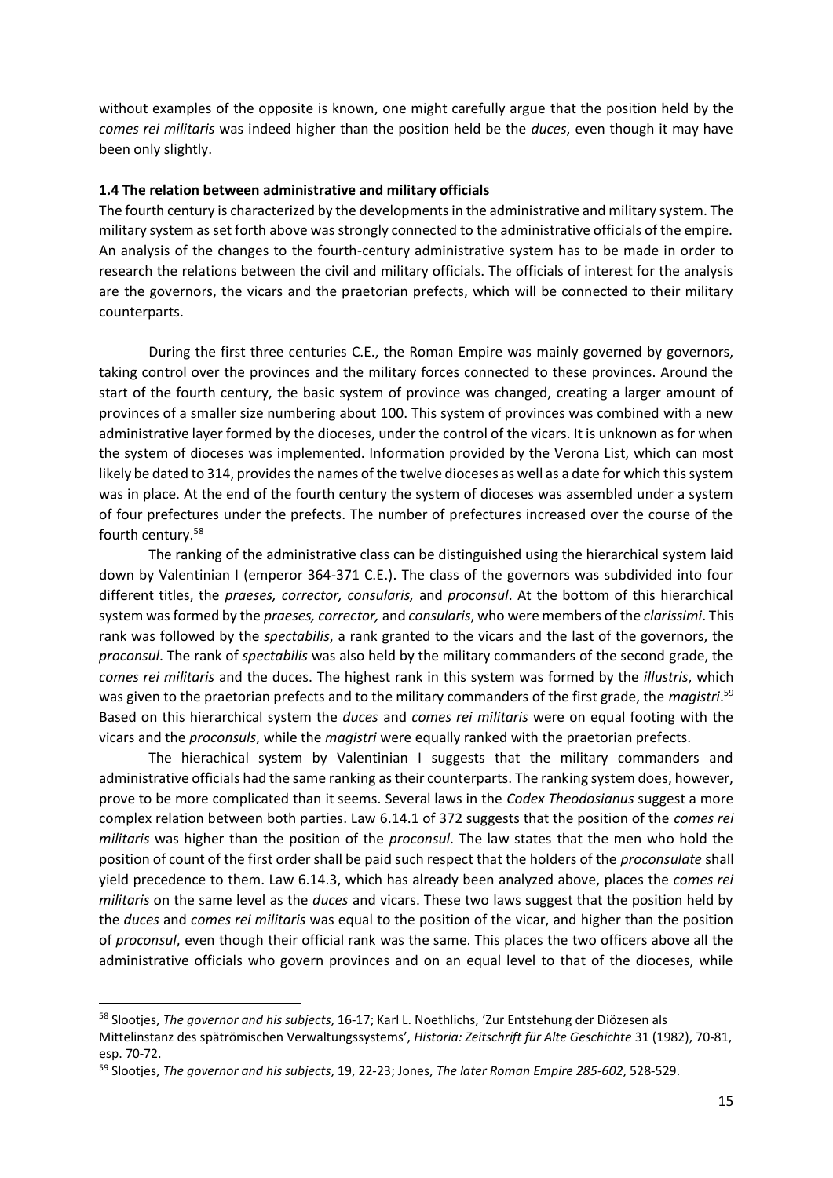without examples of the opposite is known, one might carefully argue that the position held by the *comes rei militaris* was indeed higher than the position held be the *duces*, even though it may have been only slightly.

### 1.4 The relation between administrative and military officials

The fourth century is characterized by the developments in the administrative and military system. The military system as set forth above was strongly connected to the administrative officials of the empire. An analysis of the changes to the fourth-century administrative system has to be made in order to research the relations between the civil and military officials. The officials of interest for the analysis are the governors, the vicars and the praetorian prefects, which will be connected to their military counterparts.

During the first three centuries C.E., the Roman Empire was mainly governed by governors, taking control over the provinces and the military forces connected to these provinces. Around the start of the fourth century, the basic system of province was changed, creating a larger amount of provinces of a smaller size numbering about 100. This system of provinces was combined with a new administrative layer formed by the dioceses, under the control of the vicars. It is unknown as for when the system of dioceses was implemented. Information provided by the Verona List, which can most likely be dated to 314, provides the names of the twelve dioceses as well as a date for which this system was in place. At the end of the fourth century the system of dioceses was assembled under a system of four prefectures under the prefects. The number of prefectures increased over the course of the fourth century.[58]

The ranking of the administrative class can be distinguished using the hierarchical system laid down by Valentinian I (emperor 364-371 C.E.). The class of the governors was subdivided into four different titles, the *praeses, corrector, consularis,* and *proconsul*. At the bottom of this hierarchical system was formed by the *praeses, corrector,* and *consularis*, who were members of the *clarissimi*. This rank was followed by the *spectabilis*, a rank granted to the vicars and the last of the governors, the *proconsul*. The rank of *spectabilis* was also held by the military commanders of the second grade, the *comes rei militaris* and the duces. The highest rank in this system was formed by the *illustris*, which was given to the praetorian prefects and to the military commanders of the first grade, the *magistri*.[59] Based on this hierarchical system the *duces* and *comes rei militaris* were on equal footing with the vicars and the *proconsuls*, while the *magistri* were equally ranked with the praetorian prefects.

The hierachical system by Valentinian I suggests that the military commanders and administrative officials had the same ranking as their counterparts. The ranking system does, however, prove to be more complicated than it seems. Several laws in the *Codex Theodosianus* suggest a more complex relation between both parties. Law 6.14.1 of 372 suggests that the position of the *comes rei militaris* was higher than the position of the *proconsul*. The law states that the men who hold the position of count of the first order shall be paid such respect that the holders of the *proconsulate* shall yield precedence to them. Law 6.14.3, which has already been analyzed above, places the *comes rei militaris* on the same level as the *duces* and vicars. These two laws suggest that the position held by the *duces* and *comes rei militaris* was equal to the position of the vicar, and higher than the position of *proconsul*, even though their official rank was the same. This places the two officers above all the administrative officials who govern provinces and on an equal level to that of the dioceses, while

---

[58] Slootjes, *The governor and his subjects*, 16-17; Karl L. Noethlichs, 'Zur Entstehung der Diözesen als Mittelinstanz des spätrömischen Verwaltungssystems', *Historia: Zeitschrift für Alte Geschichte* 31 (1982), 70-81, esp. 70-72.

[59] Slootjes, *The governor and his subjects*, 19, 22-23; Jones, *The later Roman Empire 285-602*, 528-529.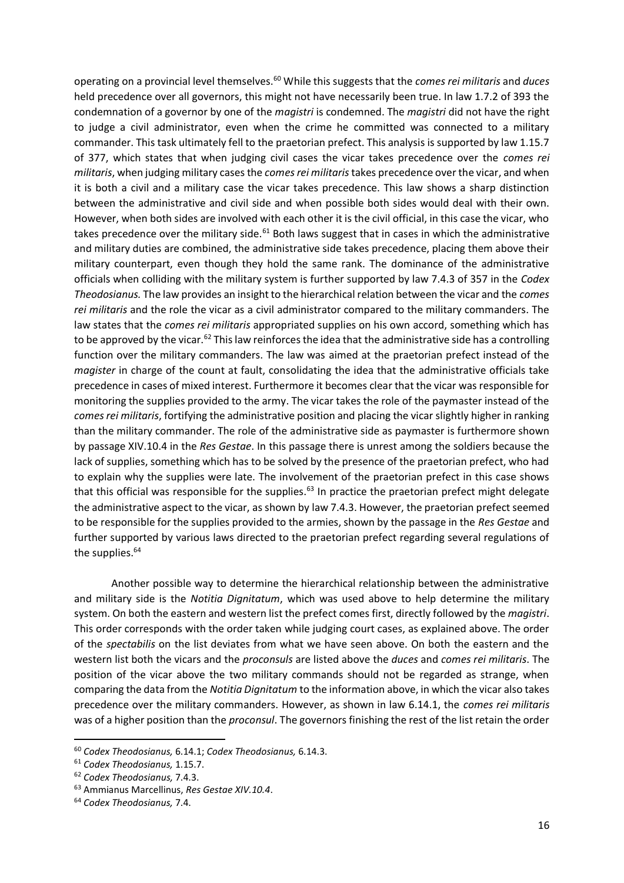operating on a provincial level themselves.[60] While this suggests that the *comes rei militaris* and *duces* held precedence over all governors, this might not have necessarily been true. In law 1.7.2 of 393 the condemnation of a governor by one of the *magistri* is condemned. The *magistri* did not have the right to judge a civil administrator, even when the crime he committed was connected to a military commander. This task ultimately fell to the praetorian prefect. This analysis is supported by law 1.15.7 of 377, which states that when judging civil cases the vicar takes precedence over the *comes rei militaris*, when judging military cases the *comes rei militaris* takes precedence over the vicar, and when it is both a civil and a military case the vicar takes precedence. This law shows a sharp distinction between the administrative and civil side and when possible both sides would deal with their own. However, when both sides are involved with each other it is the civil official, in this case the vicar, who takes precedence over the military side.[61] Both laws suggest that in cases in which the administrative and military duties are combined, the administrative side takes precedence, placing them above their military counterpart, even though they hold the same rank. The dominance of the administrative officials when colliding with the military system is further supported by law 7.4.3 of 357 in the *Codex Theodosianus.* The law provides an insight to the hierarchical relation between the vicar and the *comes rei militaris* and the role the vicar as a civil administrator compared to the military commanders. The law states that the *comes rei militaris* appropriated supplies on his own accord, something which has to be approved by the vicar.[62] This law reinforces the idea that the administrative side has a controlling function over the military commanders. The law was aimed at the praetorian prefect instead of the *magister* in charge of the count at fault, consolidating the idea that the administrative officials take precedence in cases of mixed interest. Furthermore it becomes clear that the vicar was responsible for monitoring the supplies provided to the army. The vicar takes the role of the paymaster instead of the *comes rei militaris*, fortifying the administrative position and placing the vicar slightly higher in ranking than the military commander. The role of the administrative side as paymaster is furthermore shown by passage XIV.10.4 in the *Res Gestae*. In this passage there is unrest among the soldiers because the lack of supplies, something which has to be solved by the presence of the praetorian prefect, who had to explain why the supplies were late. The involvement of the praetorian prefect in this case shows that this official was responsible for the supplies.[63] In practice the praetorian prefect might delegate the administrative aspect to the vicar, as shown by law 7.4.3. However, the praetorian prefect seemed to be responsible for the supplies provided to the armies, shown by the passage in the *Res Gestae* and further supported by various laws directed to the praetorian prefect regarding several regulations of the supplies.[64]

Another possible way to determine the hierarchical relationship between the administrative and military side is the *Notitia Dignitatum*, which was used above to help determine the military system. On both the eastern and western list the prefect comes first, directly followed by the *magistri*. This order corresponds with the order taken while judging court cases, as explained above. The order of the *spectabilis* on the list deviates from what we have seen above. On both the eastern and the western list both the vicars and the *proconsuls* are listed above the *duces* and *comes rei militaris*. The position of the vicar above the two military commands should not be regarded as strange, when comparing the data from the *Notitia Dignitatum* to the information above, in which the vicar also takes precedence over the military commanders. However, as shown in law 6.14.1, the *comes rei militaris* was of a higher position than the *proconsul*. The governors finishing the rest of the list retain the order

[60] *Codex Theodosianus,* 6.14.1; *Codex Theodosianus,* 6.14.3.

[61] *Codex Theodosianus,* 1.15.7.

[62] *Codex Theodosianus,* 7.4.3.

[63] Ammianus Marcellinus, *Res Gestae XIV.10.4*.

[64] *Codex Theodosianus,* 7.4.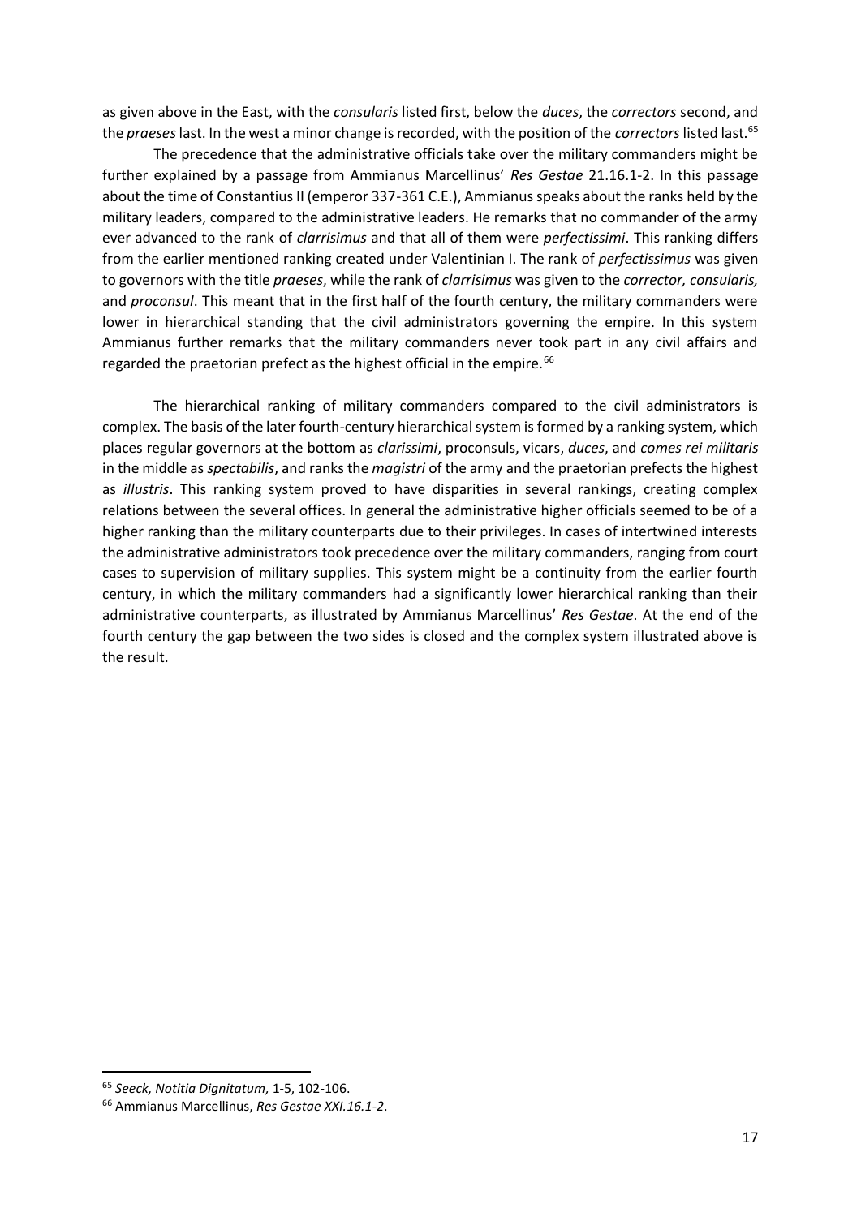as given above in the East, with the *consularis* listed first, below the *duces*, the *correctors* second, and the *praeses* last. In the west a minor change is recorded, with the position of the *correctors* listed last.[65]

The precedence that the administrative officials take over the military commanders might be further explained by a passage from Ammianus Marcellinus' *Res Gestae* 21.16.1-2. In this passage about the time of Constantius II (emperor 337-361 C.E.), Ammianus speaks about the ranks held by the military leaders, compared to the administrative leaders. He remarks that no commander of the army ever advanced to the rank of *clarrisimus* and that all of them were *perfectissimi*. This ranking differs from the earlier mentioned ranking created under Valentinian I. The rank of *perfectissimus* was given to governors with the title *praeses*, while the rank of *clarrisimus* was given to the *corrector, consularis,* and *proconsul*. This meant that in the first half of the fourth century, the military commanders were lower in hierarchical standing that the civil administrators governing the empire. In this system Ammianus further remarks that the military commanders never took part in any civil affairs and regarded the praetorian prefect as the highest official in the empire.[66]

The hierarchical ranking of military commanders compared to the civil administrators is complex. The basis of the later fourth-century hierarchical system is formed by a ranking system, which places regular governors at the bottom as *clarissimi*, proconsuls, vicars, *duces*, and *comes rei militaris* in the middle as *spectabilis*, and ranks the *magistri* of the army and the praetorian prefects the highest as *illustris*. This ranking system proved to have disparities in several rankings, creating complex relations between the several offices. In general the administrative higher officials seemed to be of a higher ranking than the military counterparts due to their privileges. In cases of intertwined interests the administrative administrators took precedence over the military commanders, ranging from court cases to supervision of military supplies. This system might be a continuity from the earlier fourth century, in which the military commanders had a significantly lower hierarchical ranking than their administrative counterparts, as illustrated by Ammianus Marcellinus' *Res Gestae*. At the end of the fourth century the gap between the two sides is closed and the complex system illustrated above is the result.

---

[65] *Seeck, Notitia Dignitatum,* 1-5, 102-106.

[66] Ammianus Marcellinus, *Res Gestae XXI.16.1-2*.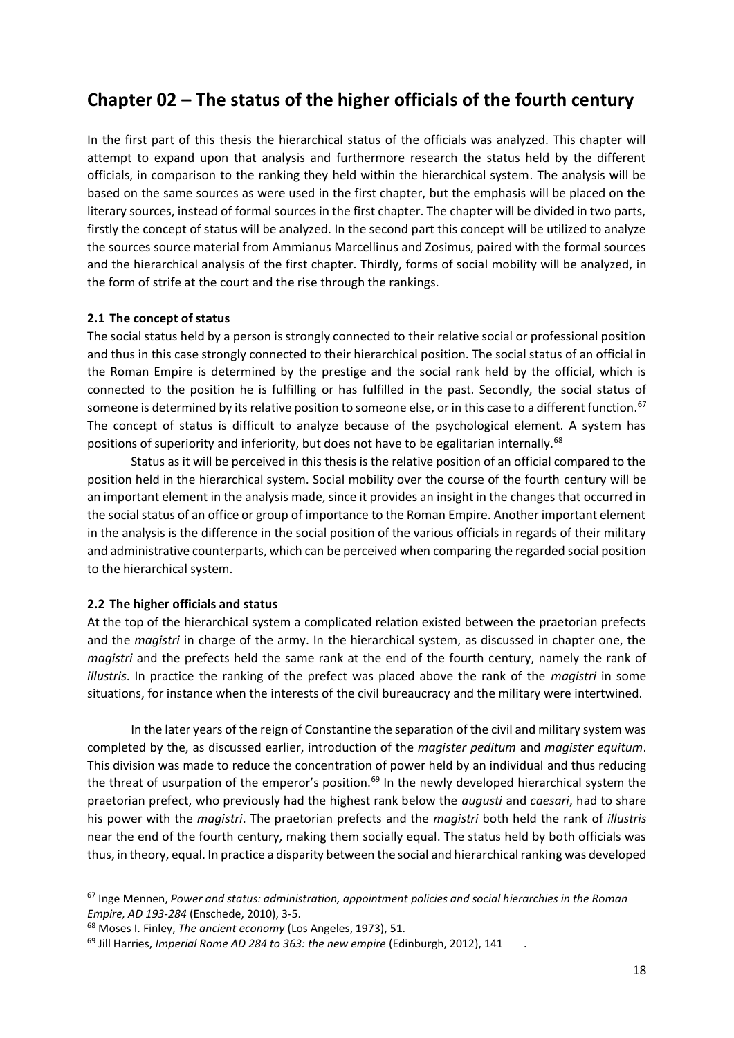## Chapter 02 – The status of the higher officials of the fourth century

In the first part of this thesis the hierarchical status of the officials was analyzed. This chapter will attempt to expand upon that analysis and furthermore research the status held by the different officials, in comparison to the ranking they held within the hierarchical system. The analysis will be based on the same sources as were used in the first chapter, but the emphasis will be placed on the literary sources, instead of formal sources in the first chapter. The chapter will be divided in two parts, firstly the concept of status will be analyzed. In the second part this concept will be utilized to analyze the sources source material from Ammianus Marcellinus and Zosimus, paired with the formal sources and the hierarchical analysis of the first chapter. Thirdly, forms of social mobility will be analyzed, in the form of strife at the court and the rise through the rankings.

### 2.1 The concept of status

The social status held by a person is strongly connected to their relative social or professional position and thus in this case strongly connected to their hierarchical position. The social status of an official in the Roman Empire is determined by the prestige and the social rank held by the official, which is connected to the position he is fulfilling or has fulfilled in the past. Secondly, the social status of someone is determined by its relative position to someone else, or in this case to a different function.[67] The concept of status is difficult to analyze because of the psychological element. A system has positions of superiority and inferiority, but does not have to be egalitarian internally.[68]

Status as it will be perceived in this thesis is the relative position of an official compared to the position held in the hierarchical system. Social mobility over the course of the fourth century will be an important element in the analysis made, since it provides an insight in the changes that occurred in the social status of an office or group of importance to the Roman Empire. Another important element in the analysis is the difference in the social position of the various officials in regards of their military and administrative counterparts, which can be perceived when comparing the regarded social position to the hierarchical system.

### 2.2 The higher officials and status

At the top of the hierarchical system a complicated relation existed between the praetorian prefects and the *magistri* in charge of the army. In the hierarchical system, as discussed in chapter one, the *magistri* and the prefects held the same rank at the end of the fourth century, namely the rank of *illustris*. In practice the ranking of the prefect was placed above the rank of the *magistri* in some situations, for instance when the interests of the civil bureaucracy and the military were intertwined.

In the later years of the reign of Constantine the separation of the civil and military system was completed by the, as discussed earlier, introduction of the *magister peditum* and *magister equitum*. This division was made to reduce the concentration of power held by an individual and thus reducing the threat of usurpation of the emperor's position.[69] In the newly developed hierarchical system the praetorian prefect, who previously had the highest rank below the *augusti* and *caesari*, had to share his power with the *magistri*. The praetorian prefects and the *magistri* both held the rank of *illustris* near the end of the fourth century, making them socially equal. The status held by both officials was thus, in theory, equal. In practice a disparity between the social and hierarchical ranking was developed

---

[67] Inge Mennen, *Power and status: administration, appointment policies and social hierarchies in the Roman Empire, AD 193-284* (Enschede, 2010), 3-5.

[68] Moses I. Finley, *The ancient economy* (Los Angeles, 1973), 51.

[69] Jill Harries, *Imperial Rome AD 284 to 363: the new empire* (Edinburgh, 2012), 141 .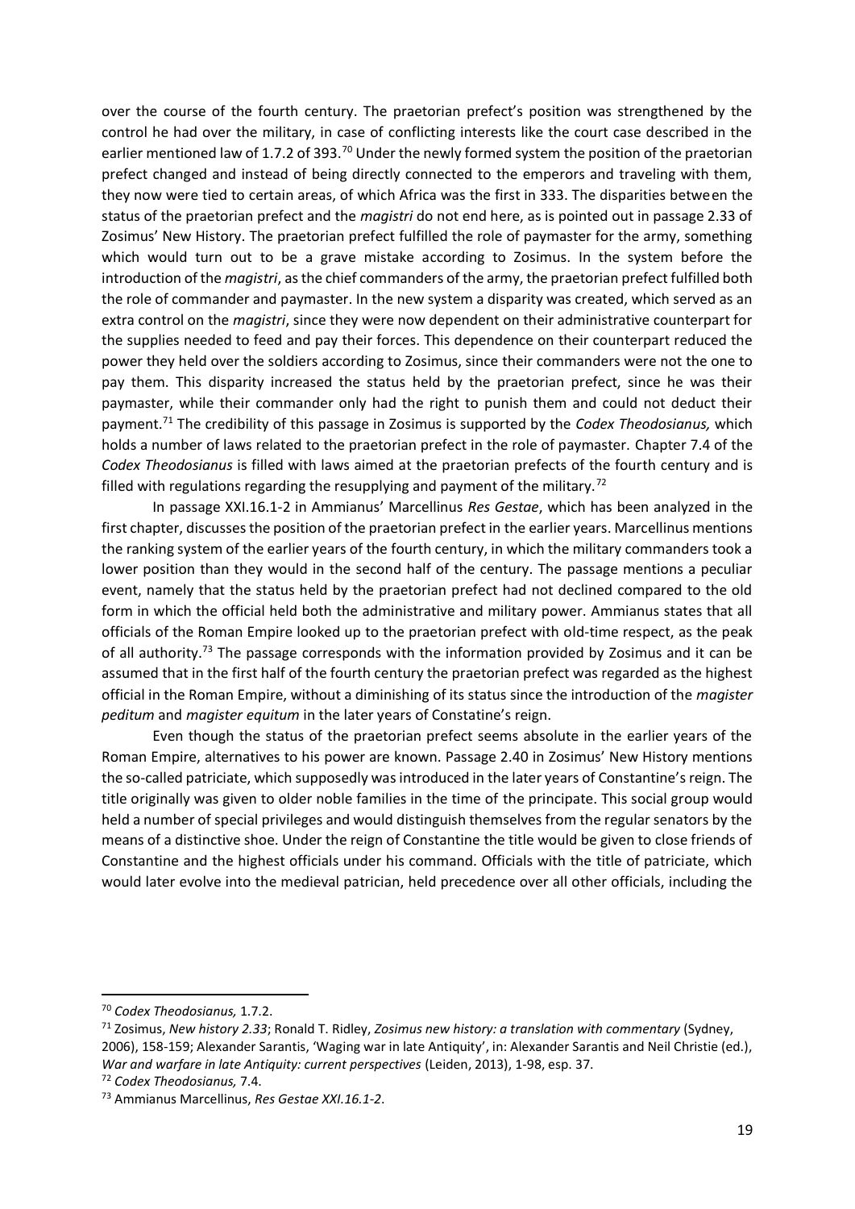over the course of the fourth century. The praetorian prefect's position was strengthened by the control he had over the military, in case of conflicting interests like the court case described in the earlier mentioned law of 1.7.2 of 393.[70] Under the newly formed system the position of the praetorian prefect changed and instead of being directly connected to the emperors and traveling with them, they now were tied to certain areas, of which Africa was the first in 333. The disparities between the status of the praetorian prefect and the *magistri* do not end here, as is pointed out in passage 2.33 of Zosimus' New History. The praetorian prefect fulfilled the role of paymaster for the army, something which would turn out to be a grave mistake according to Zosimus. In the system before the introduction of the *magistri*, as the chief commanders of the army, the praetorian prefect fulfilled both the role of commander and paymaster. In the new system a disparity was created, which served as an extra control on the *magistri*, since they were now dependent on their administrative counterpart for the supplies needed to feed and pay their forces. This dependence on their counterpart reduced the power they held over the soldiers according to Zosimus, since their commanders were not the one to pay them. This disparity increased the status held by the praetorian prefect, since he was their paymaster, while their commander only had the right to punish them and could not deduct their payment.[71] The credibility of this passage in Zosimus is supported by the *Codex Theodosianus,* which holds a number of laws related to the praetorian prefect in the role of paymaster. Chapter 7.4 of the *Codex Theodosianus* is filled with laws aimed at the praetorian prefects of the fourth century and is filled with regulations regarding the resupplying and payment of the military.[72]

In passage XXI.16.1-2 in Ammianus' Marcellinus *Res Gestae*, which has been analyzed in the first chapter, discusses the position of the praetorian prefect in the earlier years. Marcellinus mentions the ranking system of the earlier years of the fourth century, in which the military commanders took a lower position than they would in the second half of the century. The passage mentions a peculiar event, namely that the status held by the praetorian prefect had not declined compared to the old form in which the official held both the administrative and military power. Ammianus states that all officials of the Roman Empire looked up to the praetorian prefect with old-time respect, as the peak of all authority.[73] The passage corresponds with the information provided by Zosimus and it can be assumed that in the first half of the fourth century the praetorian prefect was regarded as the highest official in the Roman Empire, without a diminishing of its status since the introduction of the *magister peditum* and *magister equitum* in the later years of Constatine's reign.

Even though the status of the praetorian prefect seems absolute in the earlier years of the Roman Empire, alternatives to his power are known. Passage 2.40 in Zosimus' New History mentions the so-called patriciate, which supposedly was introduced in the later years of Constantine's reign. The title originally was given to older noble families in the time of the principate. This social group would held a number of special privileges and would distinguish themselves from the regular senators by the means of a distinctive shoe. Under the reign of Constantine the title would be given to close friends of Constantine and the highest officials under his command. Officials with the title of patriciate, which would later evolve into the medieval patrician, held precedence over all other officials, including the

---

[70] *Codex Theodosianus,* 1.7.2.

[71] Zosimus, *New history 2.33*; Ronald T. Ridley, *Zosimus new history: a translation with commentary* (Sydney, 2006), 158-159; Alexander Sarantis, 'Waging war in late Antiquity', in: Alexander Sarantis and Neil Christie (ed.), *War and warfare in late Antiquity: current perspectives* (Leiden, 2013), 1-98, esp. 37.

[72] *Codex Theodosianus,* 7.4.

[73] Ammianus Marcellinus, *Res Gestae XXI.16.1-2*.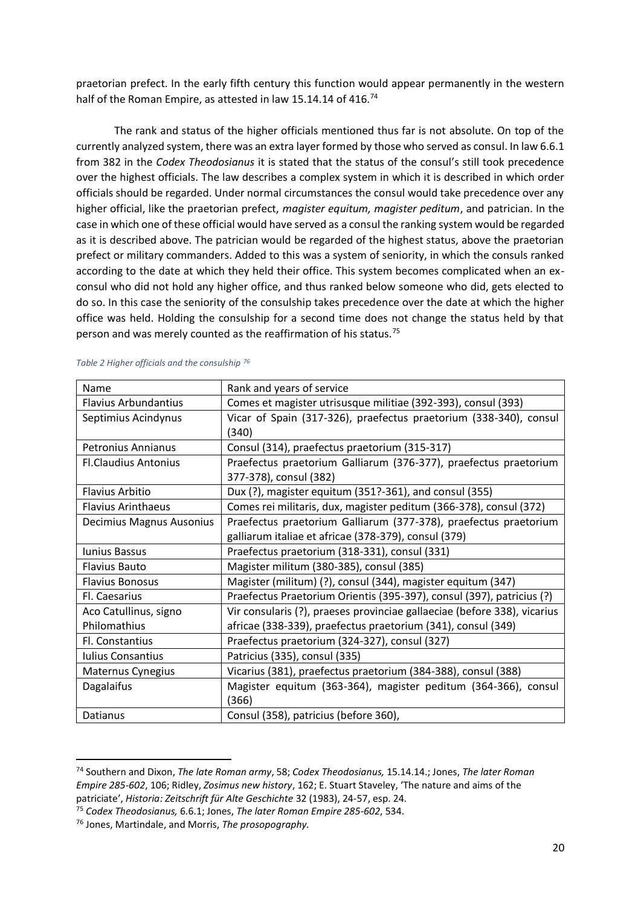praetorian prefect. In the early fifth century this function would appear permanently in the western half of the Roman Empire, as attested in law 15.14.14 of 416.[74]

The rank and status of the higher officials mentioned thus far is not absolute. On top of the currently analyzed system, there was an extra layer formed by those who served as consul. In law 6.6.1 from 382 in the *Codex Theodosianus* it is stated that the status of the consul's still took precedence over the highest officials. The law describes a complex system in which it is described in which order officials should be regarded. Under normal circumstances the consul would take precedence over any higher official, like the praetorian prefect, *magister equitum, magister peditum*, and patrician. In the case in which one of these official would have served as a consul the ranking system would be regarded as it is described above. The patrician would be regarded of the highest status, above the praetorian prefect or military commanders. Added to this was a system of seniority, in which the consuls ranked according to the date at which they held their office. This system becomes complicated when an ex-consul who did not hold any higher office, and thus ranked below someone who did, gets elected to do so. In this case the seniority of the consulship takes precedence over the date at which the higher office was held. Holding the consulship for a second time does not change the status held by that person and was merely counted as the reaffirmation of his status.[75]

*Table 2 Higher officials and the consulship [76]*

| Name | Rank and years of service |
|---|---|
| Flavius Arbundantius | Comes et magister utrisusque militiae (392-393), consul (393) |
| Septimius Acindynus | Vicar of Spain (317-326), praefectus praetorium (338-340), consul (340) |
| Petronius Annianus | Consul (314), praefectus praetorium (315-317) |
| Fl.Claudius Antonius | Praefectus praetorium Galliarum (376-377), praefectus praetorium 377-378), consul (382) |
| Flavius Arbitio | Dux (?), magister equitum (351?-361), and consul (355) |
| Flavius Arinthaeus | Comes rei militaris, dux, magister peditum (366-378), consul (372) |
| Decimius Magnus Ausonius | Praefectus praetorium Galliarum (377-378), praefectus praetorium galliarum italiae et africae (378-379), consul (379) |
| Iunius Bassus | Praefectus praetorium (318-331), consul (331) |
| Flavius Bauto | Magister militum (380-385), consul (385) |
| Flavius Bonosus | Magister (militum) (?), consul (344), magister equitum (347) |
| Fl. Caesarius | Praefectus Praetorium Orientis (395-397), consul (397), patricius (?) |
| Aco Catullinus, signo Philomathius | Vir consularis (?), praeses provinciae gallaeciae (before 338), vicarius africae (338-339), praefectus praetorium (341), consul (349) |
| Fl. Constantius | Praefectus praetorium (324-327), consul (327) |
| Iulius Consantius | Patricius (335), consul (335) |
| Maternus Cynegius | Vicarius (381), praefectus praetorium (384-388), consul (388) |
| Dagalaifus | Magister equitum (363-364), magister peditum (364-366), consul (366) |
| Datianus | Consul (358), patricius (before 360), |

---

[74] Southern and Dixon, *The late Roman army*, 58; *Codex Theodosianus,* 15.14.14.; Jones, *The later Roman Empire 285-602*, 106; Ridley, *Zosimus new history*, 162; E. Stuart Staveley, 'The nature and aims of the patriciate', *Historia: Zeitschrift für Alte Geschichte* 32 (1983), 24-57, esp. 24.

[75] *Codex Theodosianus,* 6.6.1; Jones, *The later Roman Empire 285-602*, 534.

[76] Jones, Martindale, and Morris, *The prosopography.*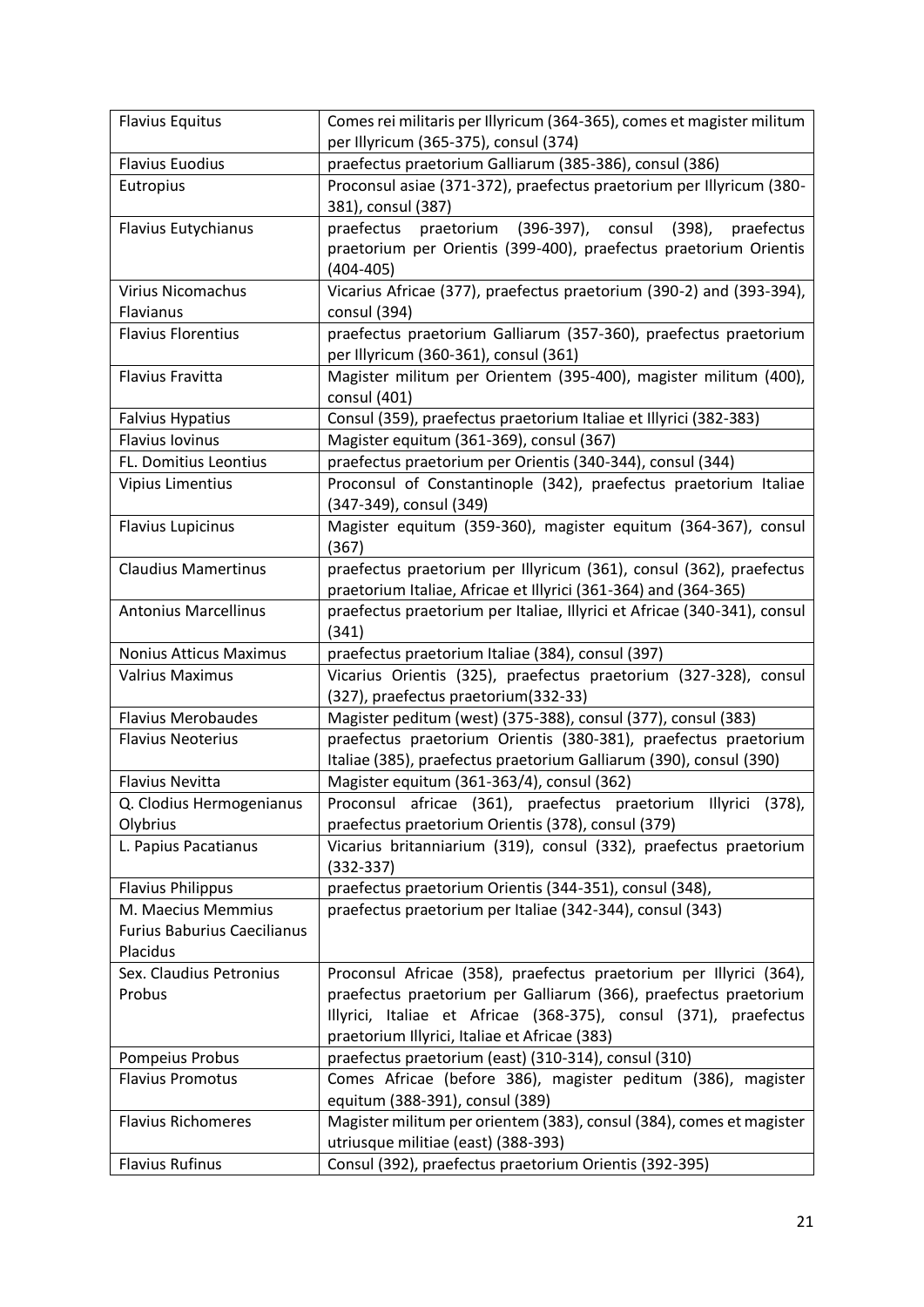| | |
|---|---|
| Flavius Equitus | Comes rei militaris per Illyricum (364-365), comes et magister militum per Illyricum (365-375), consul (374) |
| Flavius Euodius | praefectus praetorium Galliarum (385-386), consul (386) |
| Eutropius | Proconsul asiae (371-372), praefectus praetorium per Illyricum (380-381), consul (387) |
| Flavius Eutychianus | praefectus praetorium (396-397), consul (398), praefectus praetorium per Orientis (399-400), praefectus praetorium Orientis (404-405) |
| Virius Nicomachus Flavianus | Vicarius Africae (377), praefectus praetorium (390-2) and (393-394), consul (394) |
| Flavius Florentius | praefectus praetorium Galliarum (357-360), praefectus praetorium per Illyricum (360-361), consul (361) |
| Flavius Fravitta | Magister militum per Orientem (395-400), magister militum (400), consul (401) |
| Falvius Hypatius | Consul (359), praefectus praetorium Italiae et Illyrici (382-383) |
| Flavius Iovinus | Magister equitum (361-369), consul (367) |
| FL. Domitius Leontius | praefectus praetorium per Orientis (340-344), consul (344) |
| Vipius Limentius | Proconsul of Constantinople (342), praefectus praetorium Italiae (347-349), consul (349) |
| Flavius Lupicinus | Magister equitum (359-360), magister equitum (364-367), consul (367) |
| Claudius Mamertinus | praefectus praetorium per Illyricum (361), consul (362), praefectus praetorium Italiae, Africae et Illyrici (361-364) and (364-365) |
| Antonius Marcellinus | praefectus praetorium per Italiae, Illyrici et Africae (340-341), consul (341) |
| Nonius Atticus Maximus | praefectus praetorium Italiae (384), consul (397) |
| Valrius Maximus | Vicarius Orientis (325), praefectus praetorium (327-328), consul (327), praefectus praetorium(332-33) |
| Flavius Merobaudes | Magister peditum (west) (375-388), consul (377), consul (383) |
| Flavius Neoterius | praefectus praetorium Orientis (380-381), praefectus praetorium Italiae (385), praefectus praetorium Galliarum (390), consul (390) |
| Flavius Nevitta | Magister equitum (361-363/4), consul (362) |
| Q. Clodius Hermogenianus Olybrius | Proconsul africae (361), praefectus praetorium Illyrici (378), praefectus praetorium Orientis (378), consul (379) |
| L. Papius Pacatianus | Vicarius britanniarium (319), consul (332), praefectus praetorium (332-337) |
| Flavius Philippus | praefectus praetorium Orientis (344-351), consul (348), |
| M. Maecius Memmius Furius Baburius Caecilianus Placidus | praefectus praetorium per Italiae (342-344), consul (343) |
| Sex. Claudius Petronius Probus | Proconsul Africae (358), praefectus praetorium per Illyrici (364), praefectus praetorium per Galliarum (366), praefectus praetorium Illyrici, Italiae et Africae (368-375), consul (371), praefectus praetorium Illyrici, Italiae et Africae (383) |
| Pompeius Probus | praefectus praetorium (east) (310-314), consul (310) |
| Flavius Promotus | Comes Africae (before 386), magister peditum (386), magister equitum (388-391), consul (389) |
| Flavius Richomeres | Magister militum per orientem (383), consul (384), comes et magister utriusque militiae (east) (388-393) |
| Flavius Rufinus | Consul (392), praefectus praetorium Orientis (392-395) |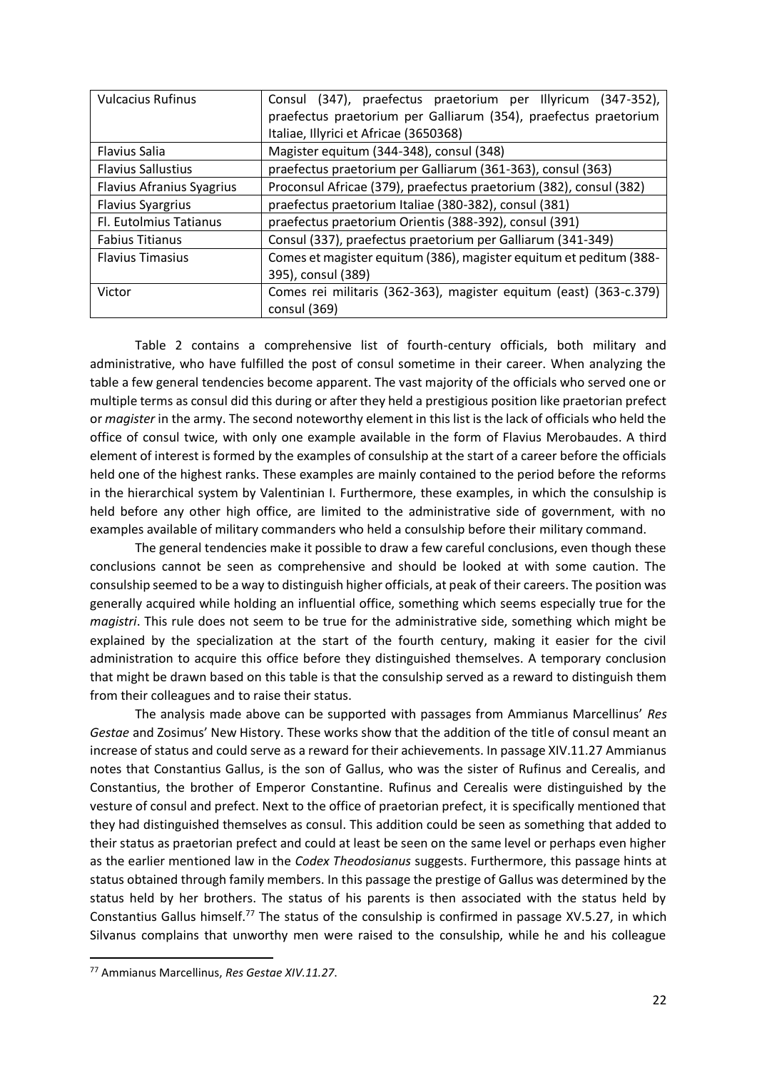| | |
|---|---|
| Vulcacius Rufinus | Consul (347), praefectus praetorium per Illyricum (347-352), praefectus praetorium per Galliarum (354), praefectus praetorium Italiae, Illyrici et Africae (3650368) |
| Flavius Salia | Magister equitum (344-348), consul (348) |
| Flavius Sallustius | praefectus praetorium per Galliarum (361-363), consul (363) |
| Flavius Afranius Syagrius | Proconsul Africae (379), praefectus praetorium (382), consul (382) |
| Flavius Syargrius | praefectus praetorium Italiae (380-382), consul (381) |
| Fl. Eutolmius Tatianus | praefectus praetorium Orientis (388-392), consul (391) |
| Fabius Titianus | Consul (337), praefectus praetorium per Galliarum (341-349) |
| Flavius Timasius | Comes et magister equitum (386), magister equitum et peditum (388-395), consul (389) |
| Victor | Comes rei militaris (362-363), magister equitum (east) (363-c.379) consul (369) |

Table 2 contains a comprehensive list of fourth-century officials, both military and administrative, who have fulfilled the post of consul sometime in their career. When analyzing the table a few general tendencies become apparent. The vast majority of the officials who served one or multiple terms as consul did this during or after they held a prestigious position like praetorian prefect or *magister* in the army. The second noteworthy element in this list is the lack of officials who held the office of consul twice, with only one example available in the form of Flavius Merobaudes. A third element of interest is formed by the examples of consulship at the start of a career before the officials held one of the highest ranks. These examples are mainly contained to the period before the reforms in the hierarchical system by Valentinian I. Furthermore, these examples, in which the consulship is held before any other high office, are limited to the administrative side of government, with no examples available of military commanders who held a consulship before their military command.

The general tendencies make it possible to draw a few careful conclusions, even though these conclusions cannot be seen as comprehensive and should be looked at with some caution. The consulship seemed to be a way to distinguish higher officials, at peak of their careers. The position was generally acquired while holding an influential office, something which seems especially true for the *magistri*. This rule does not seem to be true for the administrative side, something which might be explained by the specialization at the start of the fourth century, making it easier for the civil administration to acquire this office before they distinguished themselves. A temporary conclusion that might be drawn based on this table is that the consulship served as a reward to distinguish them from their colleagues and to raise their status.

The analysis made above can be supported with passages from Ammianus Marcellinus' *Res Gestae* and Zosimus' New History. These works show that the addition of the title of consul meant an increase of status and could serve as a reward for their achievements. In passage XIV.11.27 Ammianus notes that Constantius Gallus, is the son of Gallus, who was the sister of Rufinus and Cerealis, and Constantius, the brother of Emperor Constantine. Rufinus and Cerealis were distinguished by the vesture of consul and prefect. Next to the office of praetorian prefect, it is specifically mentioned that they had distinguished themselves as consul. This addition could be seen as something that added to their status as praetorian prefect and could at least be seen on the same level or perhaps even higher as the earlier mentioned law in the *Codex Theodosianus* suggests. Furthermore, this passage hints at status obtained through family members. In this passage the prestige of Gallus was determined by the status held by her brothers. The status of his parents is then associated with the status held by Constantius Gallus himself.[77] The status of the consulship is confirmed in passage XV.5.27, in which Silvanus complains that unworthy men were raised to the consulship, while he and his colleague

[77] Ammianus Marcellinus, *Res Gestae XIV.11.27*.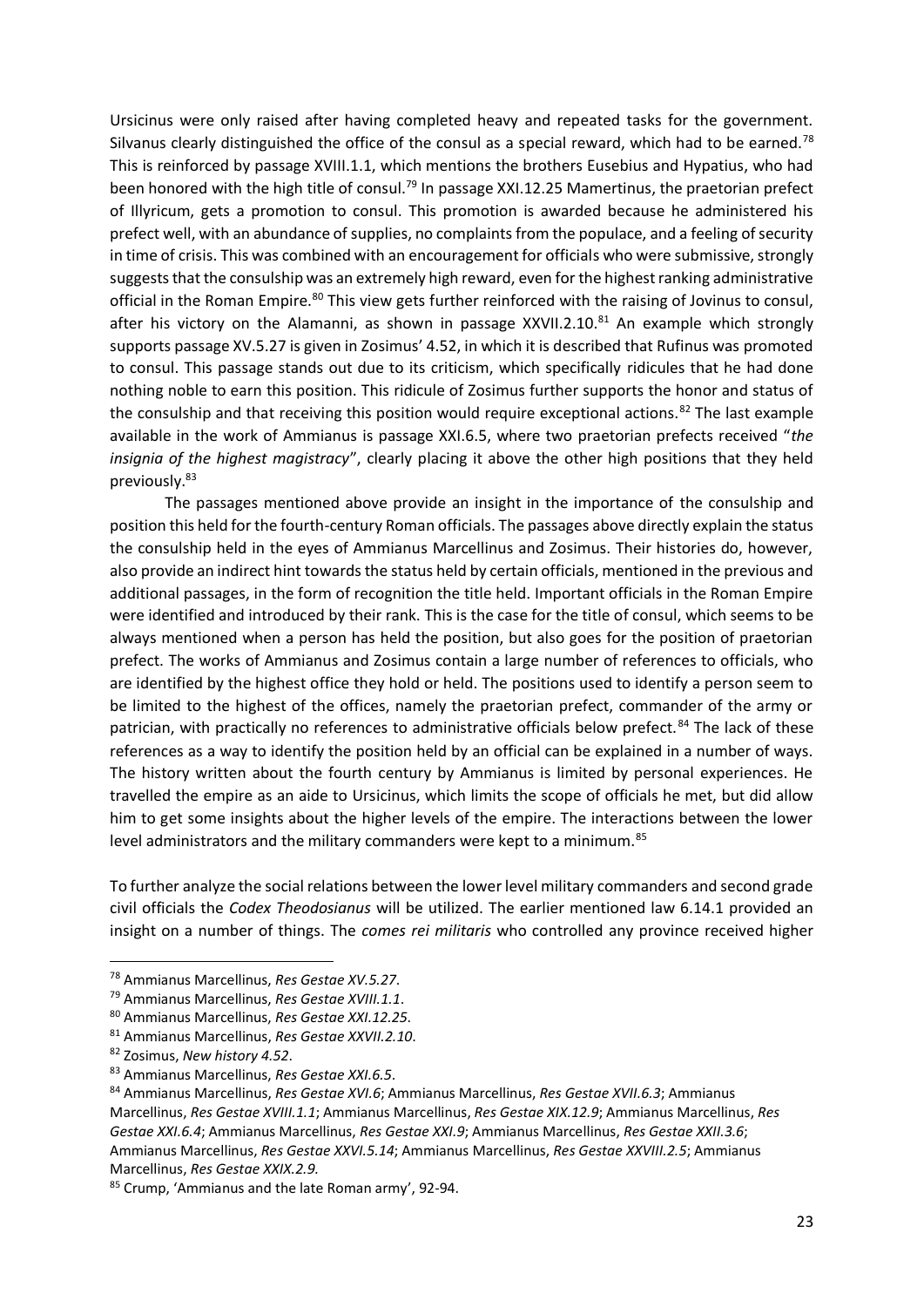Ursicinus were only raised after having completed heavy and repeated tasks for the government. Silvanus clearly distinguished the office of the consul as a special reward, which had to be earned.[78] This is reinforced by passage XVIII.1.1, which mentions the brothers Eusebius and Hypatius, who had been honored with the high title of consul.[79] In passage XXI.12.25 Mamertinus, the praetorian prefect of Illyricum, gets a promotion to consul. This promotion is awarded because he administered his prefect well, with an abundance of supplies, no complaints from the populace, and a feeling of security in time of crisis. This was combined with an encouragement for officials who were submissive, strongly suggests that the consulship was an extremely high reward, even for the highest ranking administrative official in the Roman Empire.[80] This view gets further reinforced with the raising of Jovinus to consul, after his victory on the Alamanni, as shown in passage XXVII.2.10.[81] An example which strongly supports passage XV.5.27 is given in Zosimus' 4.52, in which it is described that Rufinus was promoted to consul. This passage stands out due to its criticism, which specifically ridicules that he had done nothing noble to earn this position. This ridicule of Zosimus further supports the honor and status of the consulship and that receiving this position would require exceptional actions.[82] The last example available in the work of Ammianus is passage XXI.6.5, where two praetorian prefects received "*the insignia of the highest magistracy*", clearly placing it above the other high positions that they held previously.[83]

The passages mentioned above provide an insight in the importance of the consulship and position this held for the fourth-century Roman officials. The passages above directly explain the status the consulship held in the eyes of Ammianus Marcellinus and Zosimus. Their histories do, however, also provide an indirect hint towards the status held by certain officials, mentioned in the previous and additional passages, in the form of recognition the title held. Important officials in the Roman Empire were identified and introduced by their rank. This is the case for the title of consul, which seems to be always mentioned when a person has held the position, but also goes for the position of praetorian prefect. The works of Ammianus and Zosimus contain a large number of references to officials, who are identified by the highest office they hold or held. The positions used to identify a person seem to be limited to the highest of the offices, namely the praetorian prefect, commander of the army or patrician, with practically no references to administrative officials below prefect.[84] The lack of these references as a way to identify the position held by an official can be explained in a number of ways. The history written about the fourth century by Ammianus is limited by personal experiences. He travelled the empire as an aide to Ursicinus, which limits the scope of officials he met, but did allow him to get some insights about the higher levels of the empire. The interactions between the lower level administrators and the military commanders were kept to a minimum.[85]

To further analyze the social relations between the lower level military commanders and second grade civil officials the *Codex Theodosianus* will be utilized. The earlier mentioned law 6.14.1 provided an insight on a number of things. The *comes rei militaris* who controlled any province received higher

---

[78] Ammianus Marcellinus, *Res Gestae XV.5.27*.

[79] Ammianus Marcellinus, *Res Gestae XVIII.1.1*.

[80] Ammianus Marcellinus, *Res Gestae XXI.12.25*.

[81] Ammianus Marcellinus, *Res Gestae XXVII.2.10*.

[82] Zosimus, *New history 4.52*.

[83] Ammianus Marcellinus, *Res Gestae XXI.6.5*.

[84] Ammianus Marcellinus, *Res Gestae XVI.6*; Ammianus Marcellinus, *Res Gestae XVII.6.3*; Ammianus Marcellinus, *Res Gestae XVIII.1.1*; Ammianus Marcellinus, *Res Gestae XIX.12.9*; Ammianus Marcellinus, *Res Gestae XXI.6.4*; Ammianus Marcellinus, *Res Gestae XXI.9*; Ammianus Marcellinus, *Res Gestae XXII.3.6*; Ammianus Marcellinus, *Res Gestae XXVI.5.14*; Ammianus Marcellinus, *Res Gestae XXVIII.2.5*; Ammianus Marcellinus, *Res Gestae XXIX.2.9.*

[85] Crump, 'Ammianus and the late Roman army', 92-94.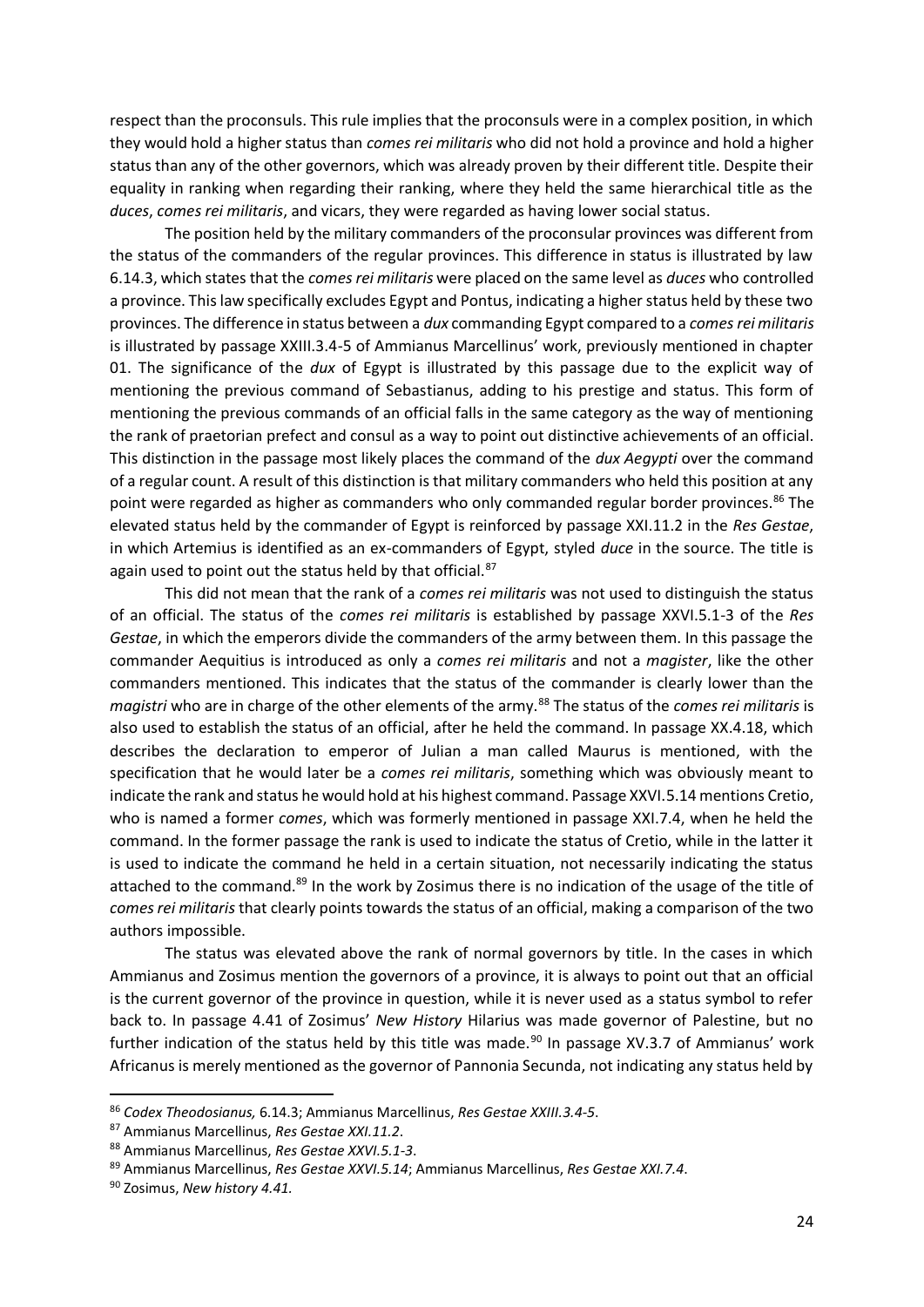respect than the proconsuls. This rule implies that the proconsuls were in a complex position, in which they would hold a higher status than *comes rei militaris* who did not hold a province and hold a higher status than any of the other governors, which was already proven by their different title. Despite their equality in ranking when regarding their ranking, where they held the same hierarchical title as the *duces*, *comes rei militaris*, and vicars, they were regarded as having lower social status.

The position held by the military commanders of the proconsular provinces was different from the status of the commanders of the regular provinces. This difference in status is illustrated by law 6.14.3, which states that the *comes rei militaris* were placed on the same level as *duces* who controlled a province. This law specifically excludes Egypt and Pontus, indicating a higher status held by these two provinces. The difference in status between a *dux* commanding Egypt compared to a *comes rei militaris* is illustrated by passage XXIII.3.4-5 of Ammianus Marcellinus' work, previously mentioned in chapter 01. The significance of the *dux* of Egypt is illustrated by this passage due to the explicit way of mentioning the previous command of Sebastianus, adding to his prestige and status. This form of mentioning the previous commands of an official falls in the same category as the way of mentioning the rank of praetorian prefect and consul as a way to point out distinctive achievements of an official. This distinction in the passage most likely places the command of the *dux Aegypti* over the command of a regular count. A result of this distinction is that military commanders who held this position at any point were regarded as higher as commanders who only commanded regular border provinces.[86] The elevated status held by the commander of Egypt is reinforced by passage XXI.11.2 in the *Res Gestae*, in which Artemius is identified as an ex-commanders of Egypt, styled *duce* in the source. The title is again used to point out the status held by that official.[87]

This did not mean that the rank of a *comes rei militaris* was not used to distinguish the status of an official. The status of the *comes rei militaris* is established by passage XXVI.5.1-3 of the *Res Gestae*, in which the emperors divide the commanders of the army between them. In this passage the commander Aequitius is introduced as only a *comes rei militaris* and not a *magister*, like the other commanders mentioned. This indicates that the status of the commander is clearly lower than the *magistri* who are in charge of the other elements of the army.[88] The status of the *comes rei militaris* is also used to establish the status of an official, after he held the command. In passage XX.4.18, which describes the declaration to emperor of Julian a man called Maurus is mentioned, with the specification that he would later be a *comes rei militaris*, something which was obviously meant to indicate the rank and status he would hold at his highest command. Passage XXVI.5.14 mentions Cretio, who is named a former *comes*, which was formerly mentioned in passage XXI.7.4, when he held the command. In the former passage the rank is used to indicate the status of Cretio, while in the latter it is used to indicate the command he held in a certain situation, not necessarily indicating the status attached to the command.[89] In the work by Zosimus there is no indication of the usage of the title of *comes rei militaris* that clearly points towards the status of an official, making a comparison of the two authors impossible.

The status was elevated above the rank of normal governors by title. In the cases in which Ammianus and Zosimus mention the governors of a province, it is always to point out that an official is the current governor of the province in question, while it is never used as a status symbol to refer back to. In passage 4.41 of Zosimus' *New History* Hilarius was made governor of Palestine, but no further indication of the status held by this title was made.[90] In passage XV.3.7 of Ammianus' work Africanus is merely mentioned as the governor of Pannonia Secunda, not indicating any status held by

---

[86] *Codex Theodosianus,* 6.14.3; Ammianus Marcellinus, *Res Gestae XXIII.3.4-5*.

[87] Ammianus Marcellinus, *Res Gestae XXI.11.2*.

[88] Ammianus Marcellinus, *Res Gestae XXVI.5.1-3*.

[89] Ammianus Marcellinus, *Res Gestae XXVI.5.14*; Ammianus Marcellinus, *Res Gestae XXI.7.4*.

[90] Zosimus, *New history 4.41.*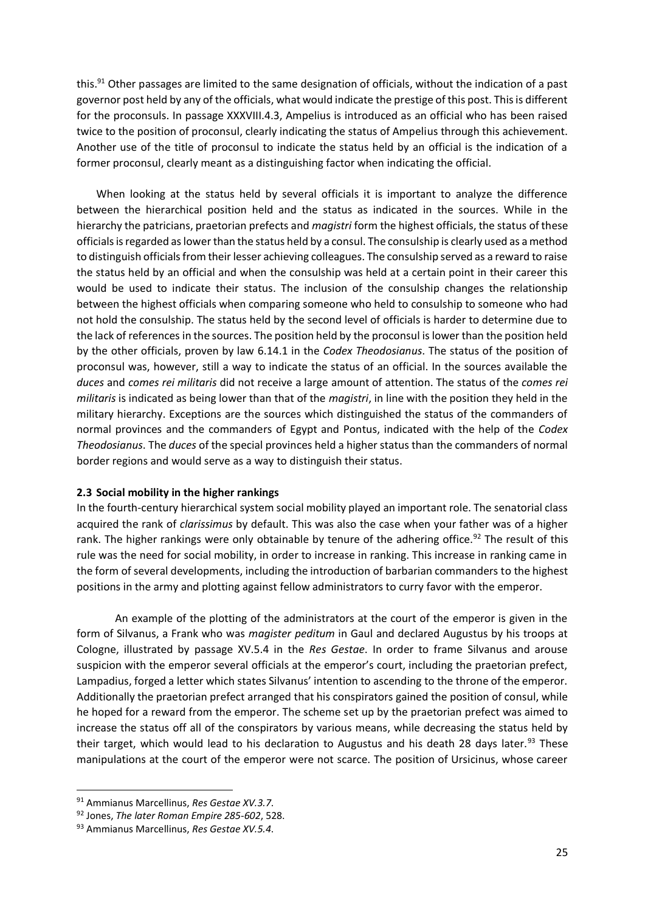this.[91] Other passages are limited to the same designation of officials, without the indication of a past governor post held by any of the officials, what would indicate the prestige of this post. This is different for the proconsuls. In passage XXXVIII.4.3, Ampelius is introduced as an official who has been raised twice to the position of proconsul, clearly indicating the status of Ampelius through this achievement. Another use of the title of proconsul to indicate the status held by an official is the indication of a former proconsul, clearly meant as a distinguishing factor when indicating the official.

When looking at the status held by several officials it is important to analyze the difference between the hierarchical position held and the status as indicated in the sources. While in the hierarchy the patricians, praetorian prefects and *magistri* form the highest officials, the status of these officials is regarded as lower than the status held by a consul. The consulship is clearly used as a method to distinguish officials from their lesser achieving colleagues. The consulship served as a reward to raise the status held by an official and when the consulship was held at a certain point in their career this would be used to indicate their status. The inclusion of the consulship changes the relationship between the highest officials when comparing someone who held to consulship to someone who had not hold the consulship. The status held by the second level of officials is harder to determine due to the lack of references in the sources. The position held by the proconsul is lower than the position held by the other officials, proven by law 6.14.1 in the *Codex Theodosianus*. The status of the position of proconsul was, however, still a way to indicate the status of an official. In the sources available the *duces* and *comes rei militaris* did not receive a large amount of attention. The status of the *comes rei militaris* is indicated as being lower than that of the *magistri*, in line with the position they held in the military hierarchy. Exceptions are the sources which distinguished the status of the commanders of normal provinces and the commanders of Egypt and Pontus, indicated with the help of the *Codex Theodosianus*. The *duces* of the special provinces held a higher status than the commanders of normal border regions and would serve as a way to distinguish their status.

### 2.3 Social mobility in the higher rankings

In the fourth-century hierarchical system social mobility played an important role. The senatorial class acquired the rank of *clarissimus* by default. This was also the case when your father was of a higher rank. The higher rankings were only obtainable by tenure of the adhering office.[92] The result of this rule was the need for social mobility, in order to increase in ranking. This increase in ranking came in the form of several developments, including the introduction of barbarian commanders to the highest positions in the army and plotting against fellow administrators to curry favor with the emperor.

An example of the plotting of the administrators at the court of the emperor is given in the form of Silvanus, a Frank who was *magister peditum* in Gaul and declared Augustus by his troops at Cologne, illustrated by passage XV.5.4 in the *Res Gestae*. In order to frame Silvanus and arouse suspicion with the emperor several officials at the emperor's court, including the praetorian prefect, Lampadius, forged a letter which states Silvanus' intention to ascending to the throne of the emperor. Additionally the praetorian prefect arranged that his conspirators gained the position of consul, while he hoped for a reward from the emperor. The scheme set up by the praetorian prefect was aimed to increase the status off all of the conspirators by various means, while decreasing the status held by their target, which would lead to his declaration to Augustus and his death 28 days later.[93] These manipulations at the court of the emperor were not scarce. The position of Ursicinus, whose career

---

[91] Ammianus Marcellinus, *Res Gestae XV.3.7.*

[92] Jones, *The later Roman Empire 285-602*, 528.

[93] Ammianus Marcellinus, *Res Gestae XV.5.4.*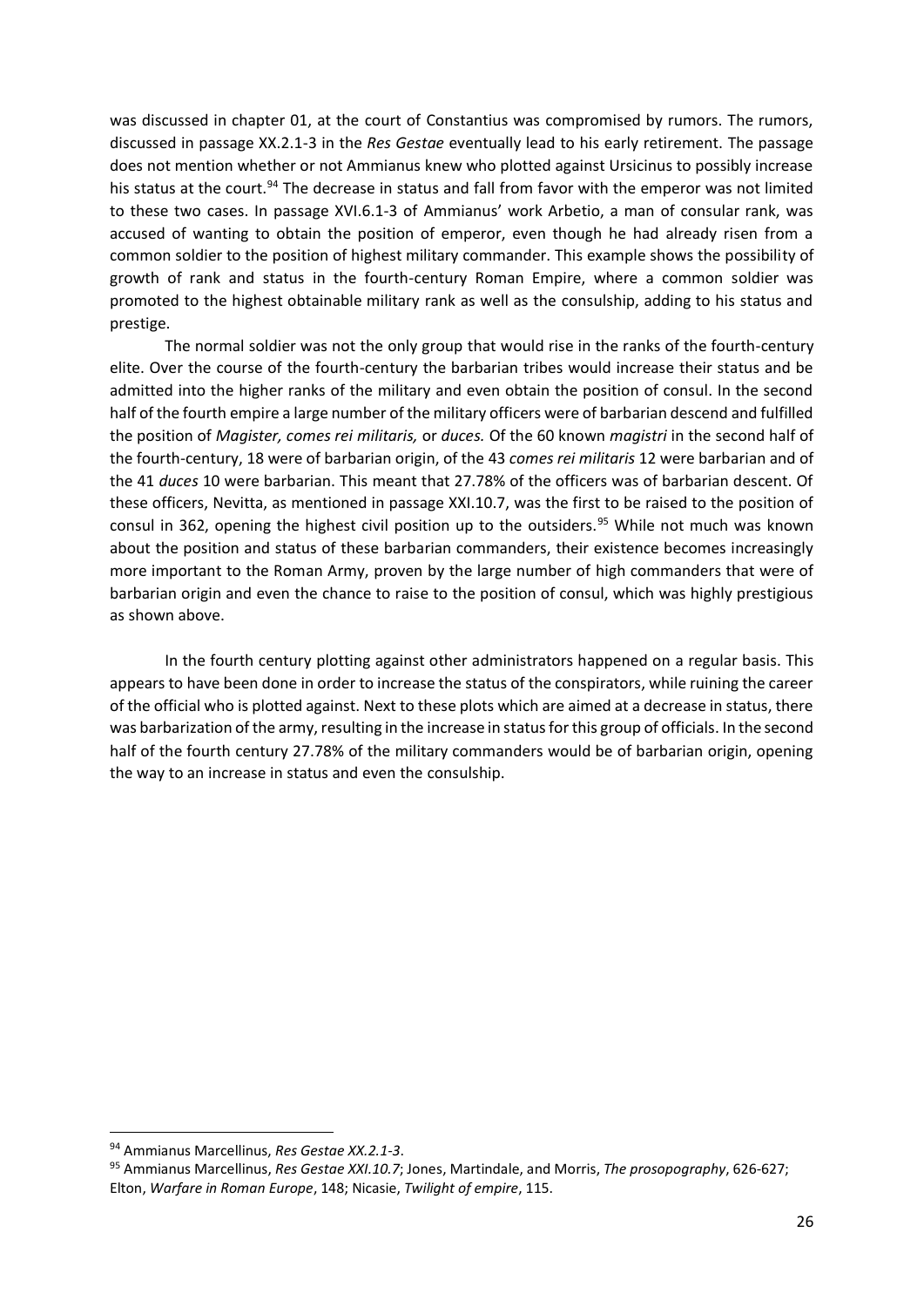was discussed in chapter 01, at the court of Constantius was compromised by rumors. The rumors, discussed in passage XX.2.1-3 in the *Res Gestae* eventually lead to his early retirement. The passage does not mention whether or not Ammianus knew who plotted against Ursicinus to possibly increase his status at the court.[94] The decrease in status and fall from favor with the emperor was not limited to these two cases. In passage XVI.6.1-3 of Ammianus' work Arbetio, a man of consular rank, was accused of wanting to obtain the position of emperor, even though he had already risen from a common soldier to the position of highest military commander. This example shows the possibility of growth of rank and status in the fourth-century Roman Empire, where a common soldier was promoted to the highest obtainable military rank as well as the consulship, adding to his status and prestige.

The normal soldier was not the only group that would rise in the ranks of the fourth-century elite. Over the course of the fourth-century the barbarian tribes would increase their status and be admitted into the higher ranks of the military and even obtain the position of consul. In the second half of the fourth empire a large number of the military officers were of barbarian descend and fulfilled the position of *Magister, comes rei militaris,* or *duces.* Of the 60 known *magistri* in the second half of the fourth-century, 18 were of barbarian origin, of the 43 *comes rei militaris* 12 were barbarian and of the 41 *duces* 10 were barbarian. This meant that 27.78% of the officers was of barbarian descent. Of these officers, Nevitta, as mentioned in passage XXI.10.7, was the first to be raised to the position of consul in 362, opening the highest civil position up to the outsiders.[95] While not much was known about the position and status of these barbarian commanders, their existence becomes increasingly more important to the Roman Army, proven by the large number of high commanders that were of barbarian origin and even the chance to raise to the position of consul, which was highly prestigious as shown above.

In the fourth century plotting against other administrators happened on a regular basis. This appears to have been done in order to increase the status of the conspirators, while ruining the career of the official who is plotted against. Next to these plots which are aimed at a decrease in status, there was barbarization of the army, resulting in the increase in status for this group of officials. In the second half of the fourth century 27.78% of the military commanders would be of barbarian origin, opening the way to an increase in status and even the consulship.

---

[94] Ammianus Marcellinus, *Res Gestae XX.2.1-3*.

[95] Ammianus Marcellinus, *Res Gestae XXI.10.7*; Jones, Martindale, and Morris, *The prosopography*, 626-627; Elton, *Warfare in Roman Europe*, 148; Nicasie, *Twilight of empire*, 115.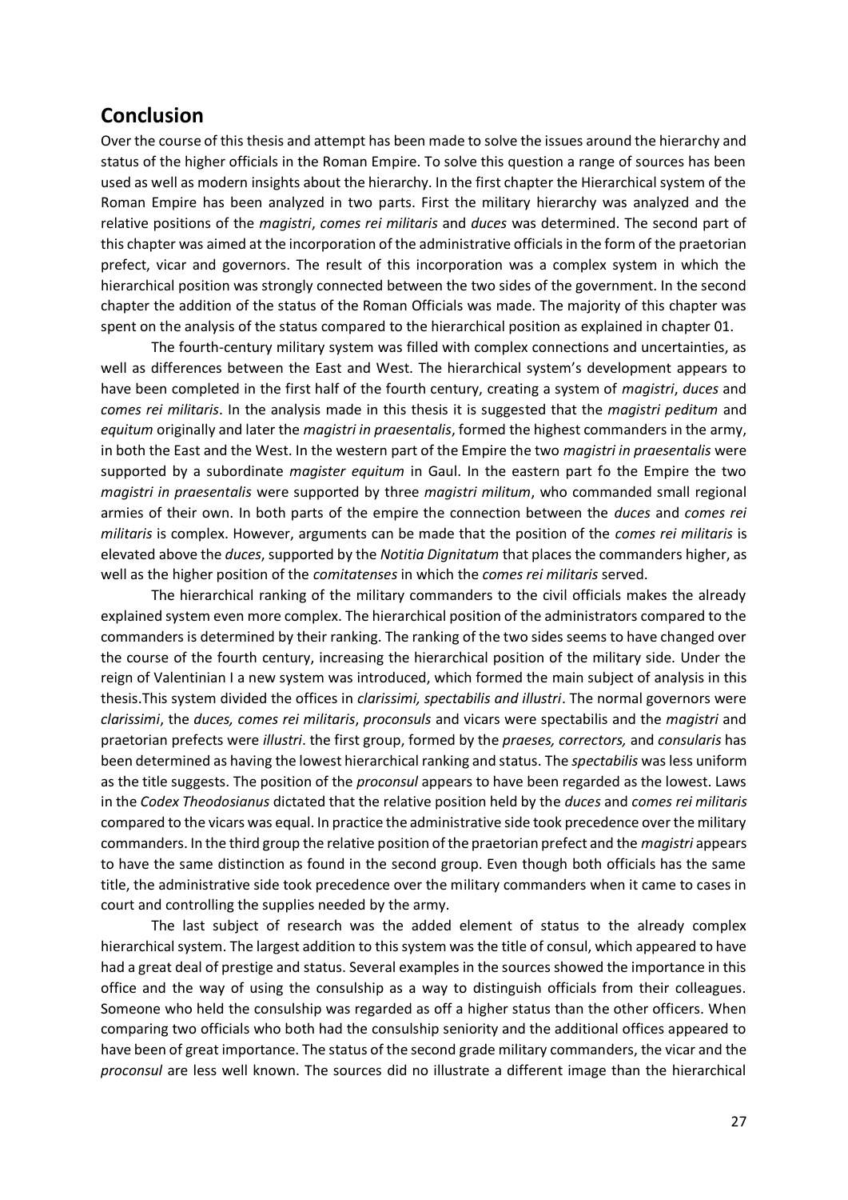## Conclusion

Over the course of this thesis and attempt has been made to solve the issues around the hierarchy and status of the higher officials in the Roman Empire. To solve this question a range of sources has been used as well as modern insights about the hierarchy. In the first chapter the Hierarchical system of the Roman Empire has been analyzed in two parts. First the military hierarchy was analyzed and the relative positions of the *magistri*, *comes rei militaris* and *duces* was determined. The second part of this chapter was aimed at the incorporation of the administrative officials in the form of the praetorian prefect, vicar and governors. The result of this incorporation was a complex system in which the hierarchical position was strongly connected between the two sides of the government. In the second chapter the addition of the status of the Roman Officials was made. The majority of this chapter was spent on the analysis of the status compared to the hierarchical position as explained in chapter 01.

The fourth-century military system was filled with complex connections and uncertainties, as well as differences between the East and West. The hierarchical system's development appears to have been completed in the first half of the fourth century, creating a system of *magistri*, *duces* and *comes rei militaris*. In the analysis made in this thesis it is suggested that the *magistri peditum* and *equitum* originally and later the *magistri in praesentalis*, formed the highest commanders in the army, in both the East and the West. In the western part of the Empire the two *magistri in praesentalis* were supported by a subordinate *magister equitum* in Gaul. In the eastern part fo the Empire the two *magistri in praesentalis* were supported by three *magistri militum*, who commanded small regional armies of their own. In both parts of the empire the connection between the *duces* and *comes rei militaris* is complex. However, arguments can be made that the position of the *comes rei militaris* is elevated above the *duces*, supported by the *Notitia Dignitatum* that places the commanders higher, as well as the higher position of the *comitatenses* in which the *comes rei militaris* served.

The hierarchical ranking of the military commanders to the civil officials makes the already explained system even more complex. The hierarchical position of the administrators compared to the commanders is determined by their ranking. The ranking of the two sides seems to have changed over the course of the fourth century, increasing the hierarchical position of the military side. Under the reign of Valentinian I a new system was introduced, which formed the main subject of analysis in this thesis.This system divided the offices in *clarissimi, spectabilis and illustri*. The normal governors were *clarissimi*, the *duces, comes rei militaris*, *proconsuls* and vicars were spectabilis and the *magistri* and praetorian prefects were *illustri*. the first group, formed by the *praeses, correctors,* and *consularis* has been determined as having the lowest hierarchical ranking and status. The *spectabilis* was less uniform as the title suggests. The position of the *proconsul* appears to have been regarded as the lowest. Laws in the *Codex Theodosianus* dictated that the relative position held by the *duces* and *comes rei militaris* compared to the vicars was equal. In practice the administrative side took precedence over the military commanders. In the third group the relative position of the praetorian prefect and the *magistri* appears to have the same distinction as found in the second group. Even though both officials has the same title, the administrative side took precedence over the military commanders when it came to cases in court and controlling the supplies needed by the army.

The last subject of research was the added element of status to the already complex hierarchical system. The largest addition to this system was the title of consul, which appeared to have had a great deal of prestige and status. Several examples in the sources showed the importance in this office and the way of using the consulship as a way to distinguish officials from their colleagues. Someone who held the consulship was regarded as off a higher status than the other officers. When comparing two officials who both had the consulship seniority and the additional offices appeared to have been of great importance. The status of the second grade military commanders, the vicar and the *proconsul* are less well known. The sources did no illustrate a different image than the hierarchical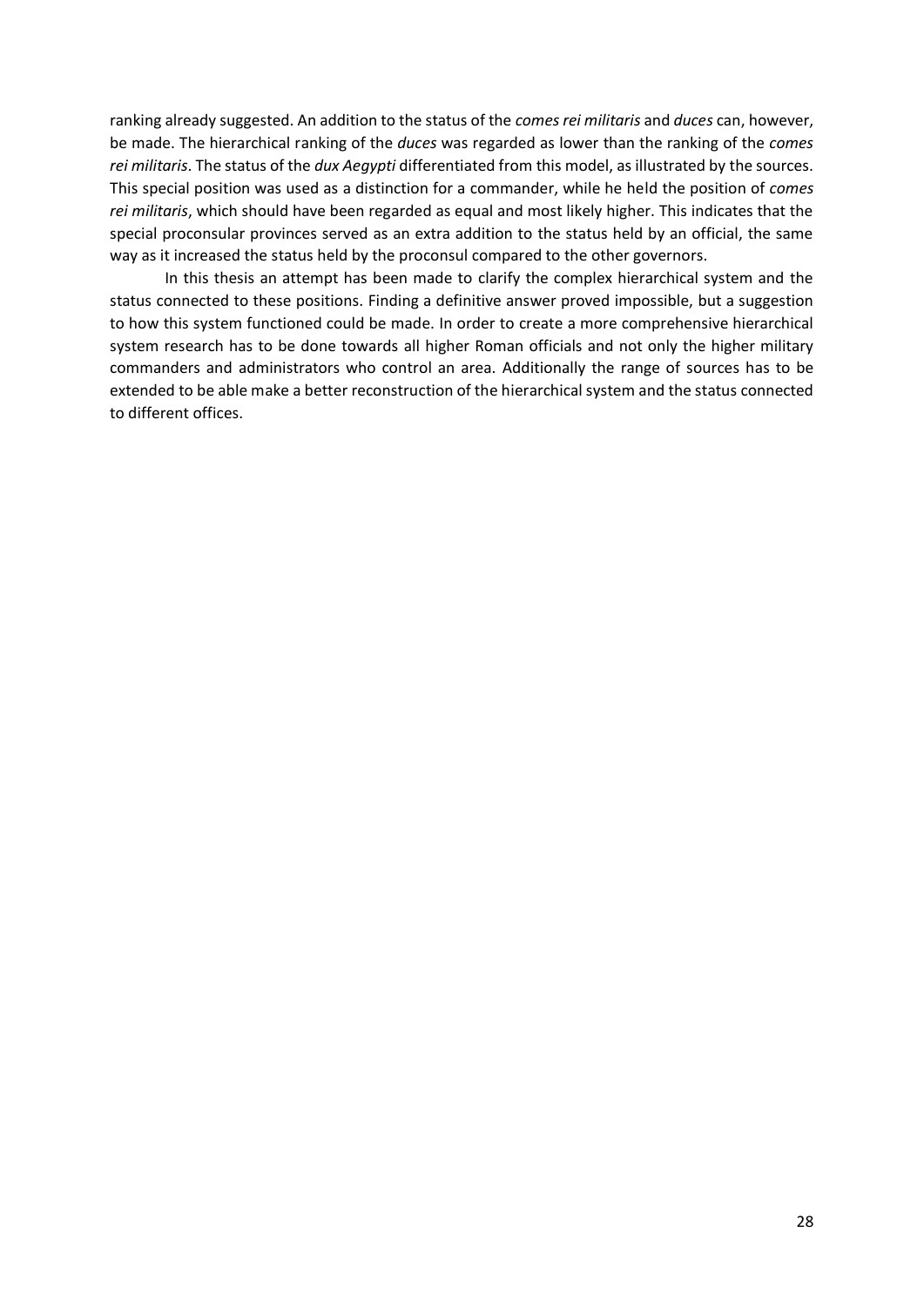ranking already suggested. An addition to the status of the *comes rei militaris* and *duces* can, however, be made. The hierarchical ranking of the *duces* was regarded as lower than the ranking of the *comes rei militaris*. The status of the *dux Aegypti* differentiated from this model, as illustrated by the sources. This special position was used as a distinction for a commander, while he held the position of *comes rei militaris*, which should have been regarded as equal and most likely higher. This indicates that the special proconsular provinces served as an extra addition to the status held by an official, the same way as it increased the status held by the proconsul compared to the other governors.

In this thesis an attempt has been made to clarify the complex hierarchical system and the status connected to these positions. Finding a definitive answer proved impossible, but a suggestion to how this system functioned could be made. In order to create a more comprehensive hierarchical system research has to be done towards all higher Roman officials and not only the higher military commanders and administrators who control an area. Additionally the range of sources has to be extended to be able make a better reconstruction of the hierarchical system and the status connected to different offices.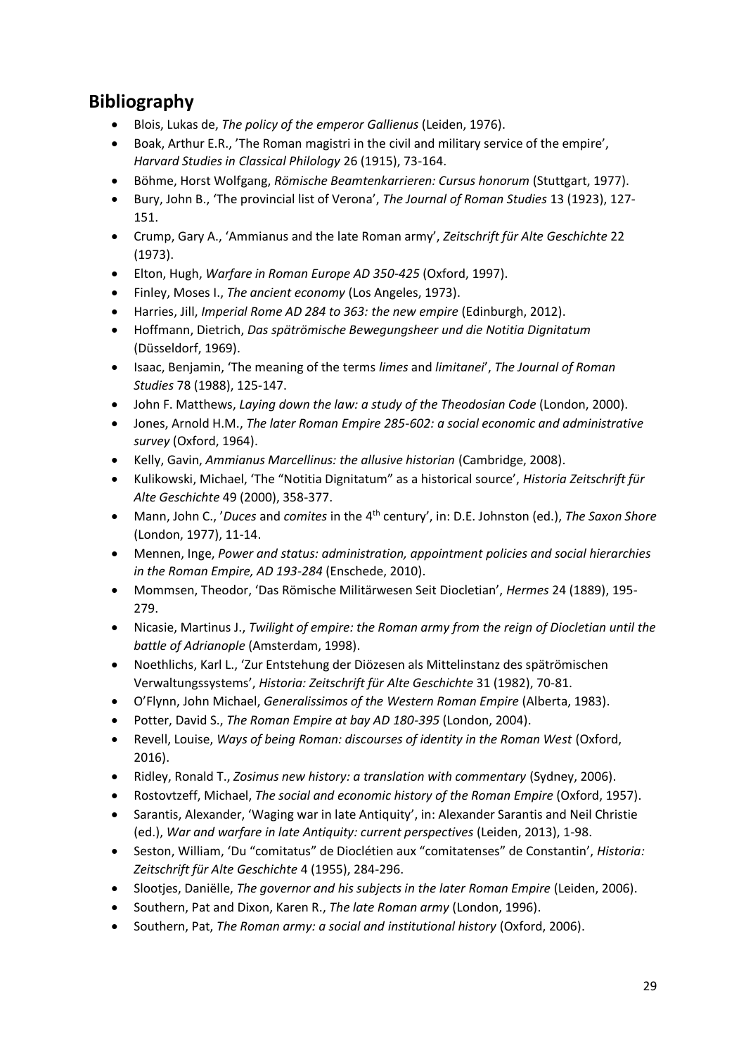## Bibliography

- Blois, Lukas de, *The policy of the emperor Gallienus* (Leiden, 1976).
- Boak, Arthur E.R., 'The Roman magistri in the civil and military service of the empire', *Harvard Studies in Classical Philology* 26 (1915), 73-164.
- Böhme, Horst Wolfgang, *Römische Beamtenkarrieren: Cursus honorum* (Stuttgart, 1977).
- Bury, John B., 'The provincial list of Verona', *The Journal of Roman Studies* 13 (1923), 127-151.
- Crump, Gary A., 'Ammianus and the late Roman army', *Zeitschrift für Alte Geschichte* 22 (1973).
- Elton, Hugh, *Warfare in Roman Europe AD 350-425* (Oxford, 1997).
- Finley, Moses I., *The ancient economy* (Los Angeles, 1973).
- Harries, Jill, *Imperial Rome AD 284 to 363: the new empire* (Edinburgh, 2012).
- Hoffmann, Dietrich, *Das spätrömische Bewegungsheer und die Notitia Dignitatum* (Düsseldorf, 1969).
- Isaac, Benjamin, 'The meaning of the terms *limes* and *limitanei*', *The Journal of Roman Studies* 78 (1988), 125-147.
- John F. Matthews, *Laying down the law: a study of the Theodosian Code* (London, 2000).
- Jones, Arnold H.M., *The later Roman Empire 285-602: a social economic and administrative survey* (Oxford, 1964).
- Kelly, Gavin, *Ammianus Marcellinus: the allusive historian* (Cambridge, 2008).
- Kulikowski, Michael, 'The "Notitia Dignitatum" as a historical source', *Historia Zeitschrift für Alte Geschichte* 49 (2000), 358-377.
- Mann, John C., '*Duces* and *comites* in the 4th century', in: D.E. Johnston (ed.), *The Saxon Shore* (London, 1977), 11-14.
- Mennen, Inge, *Power and status: administration, appointment policies and social hierarchies in the Roman Empire, AD 193-284* (Enschede, 2010).
- Mommsen, Theodor, 'Das Römische Militärwesen Seit Diocletian', *Hermes* 24 (1889), 195-279.
- Nicasie, Martinus J., *Twilight of empire: the Roman army from the reign of Diocletian until the battle of Adrianople* (Amsterdam, 1998).
- Noethlichs, Karl L., 'Zur Entstehung der Diözesen als Mittelinstanz des spätrömischen Verwaltungssystems', *Historia: Zeitschrift für Alte Geschichte* 31 (1982), 70-81.
- O'Flynn, John Michael, *Generalissimos of the Western Roman Empire* (Alberta, 1983).
- Potter, David S., *The Roman Empire at bay AD 180-395* (London, 2004).
- Revell, Louise, *Ways of being Roman: discourses of identity in the Roman West* (Oxford, 2016).
- Ridley, Ronald T., *Zosimus new history: a translation with commentary* (Sydney, 2006).
- Rostovtzeff, Michael, *The social and economic history of the Roman Empire* (Oxford, 1957).
- Sarantis, Alexander, 'Waging war in late Antiquity', in: Alexander Sarantis and Neil Christie (ed.), *War and warfare in late Antiquity: current perspectives* (Leiden, 2013), 1-98.
- Seston, William, 'Du "comitatus" de Dioclétien aux "comitatenses" de Constantin', *Historia: Zeitschrift für Alte Geschichte* 4 (1955), 284-296.
- Slootjes, Daniëlle, *The governor and his subjects in the later Roman Empire* (Leiden, 2006).
- Southern, Pat and Dixon, Karen R., *The late Roman army* (London, 1996).
- Southern, Pat, *The Roman army: a social and institutional history* (Oxford, 2006).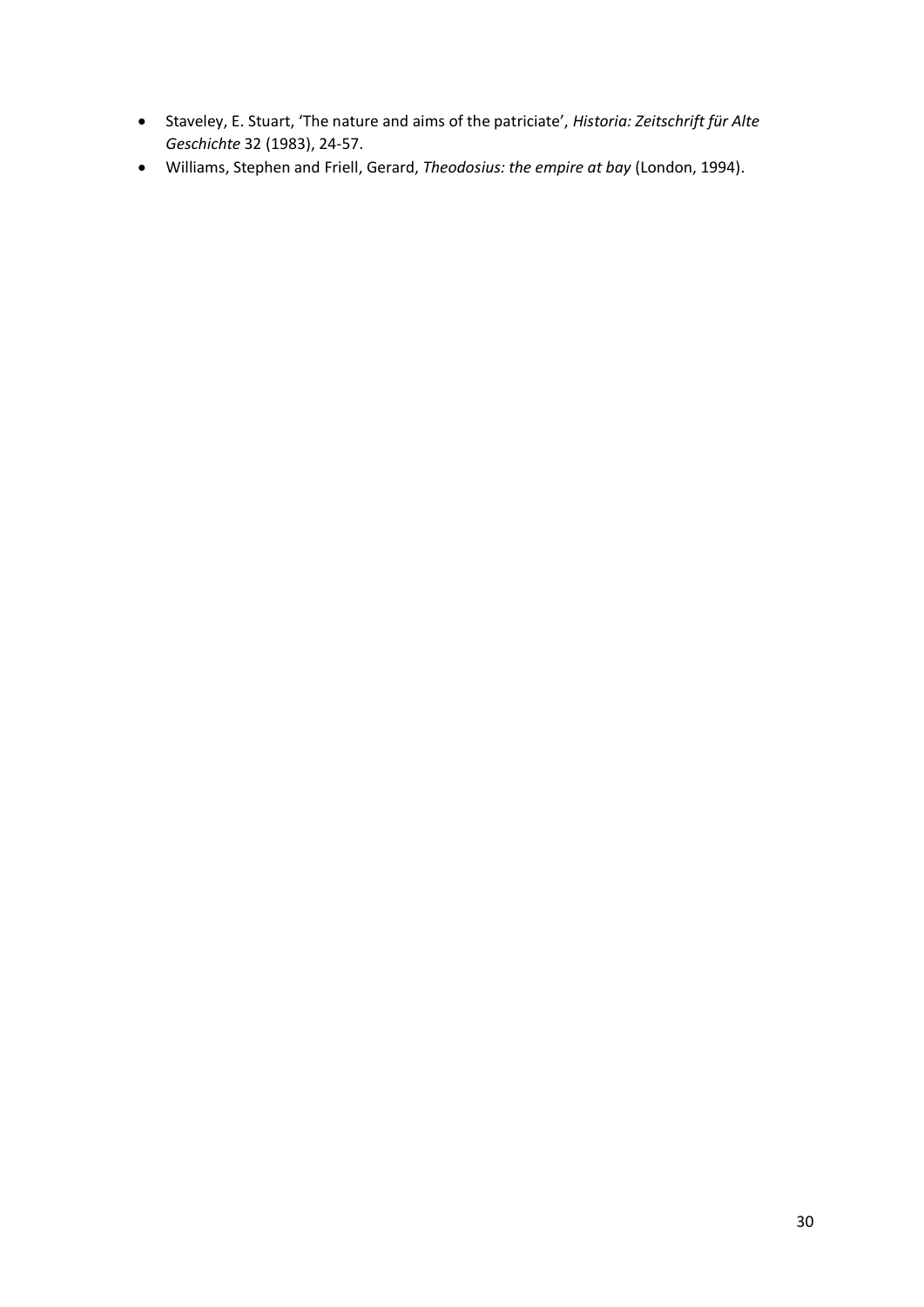- Staveley, E. Stuart, 'The nature and aims of the patriciate', *Historia: Zeitschrift für Alte Geschichte* 32 (1983), 24-57.
- Williams, Stephen and Friell, Gerard, *Theodosius: the empire at bay* (London, 1994).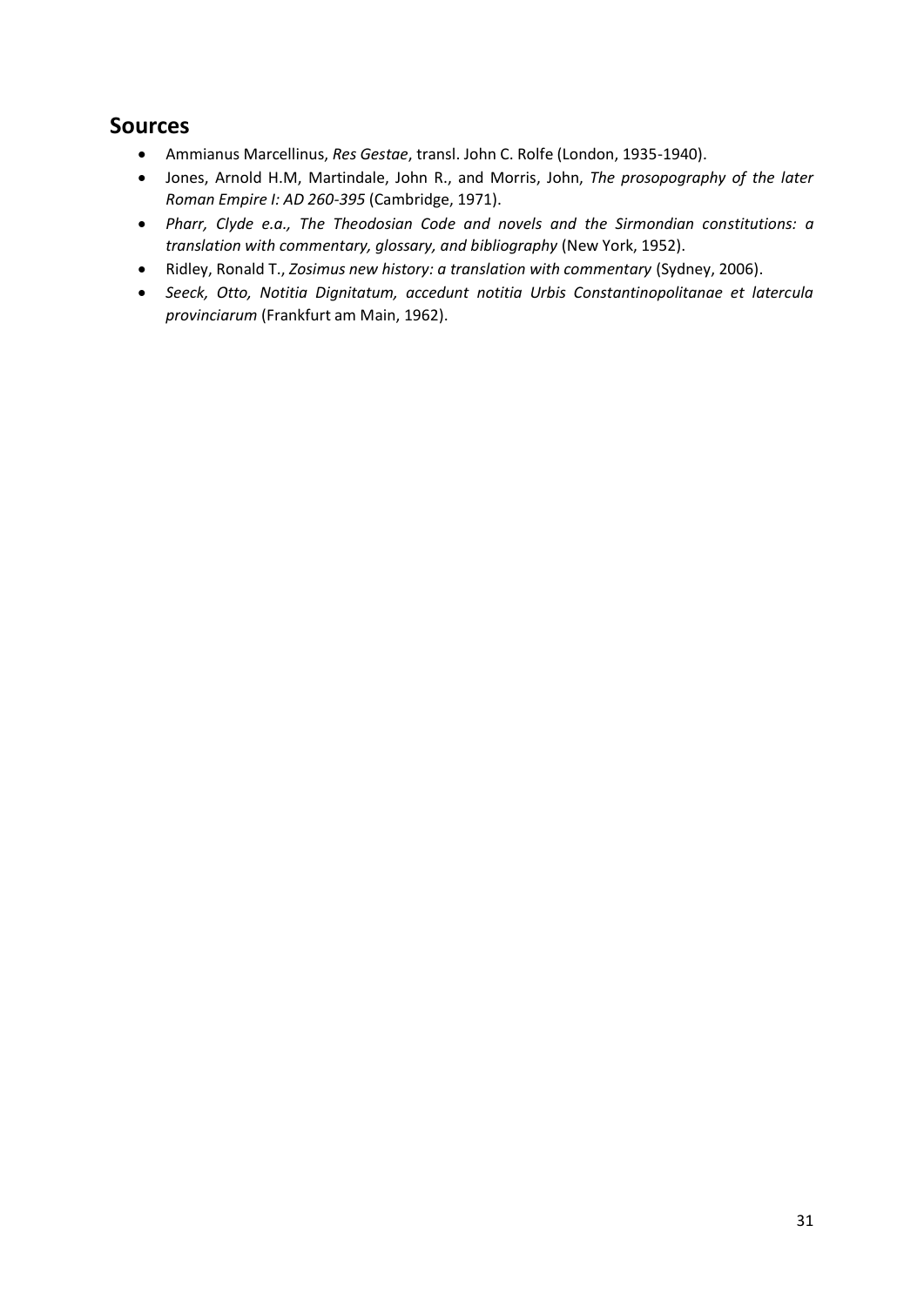## Sources

- Ammianus Marcellinus, *Res Gestae*, transl. John C. Rolfe (London, 1935-1940).
- Jones, Arnold H.M, Martindale, John R., and Morris, John, *The prosopography of the later Roman Empire I: AD 260-395* (Cambridge, 1971).
- *Pharr, Clyde e.a., The Theodosian Code and novels and the Sirmondian constitutions: a translation with commentary, glossary, and bibliography* (New York, 1952).
- Ridley, Ronald T., *Zosimus new history: a translation with commentary* (Sydney, 2006).
- *Seeck, Otto, Notitia Dignitatum, accedunt notitia Urbis Constantinopolitanae et latercula provinciarum* (Frankfurt am Main, 1962).